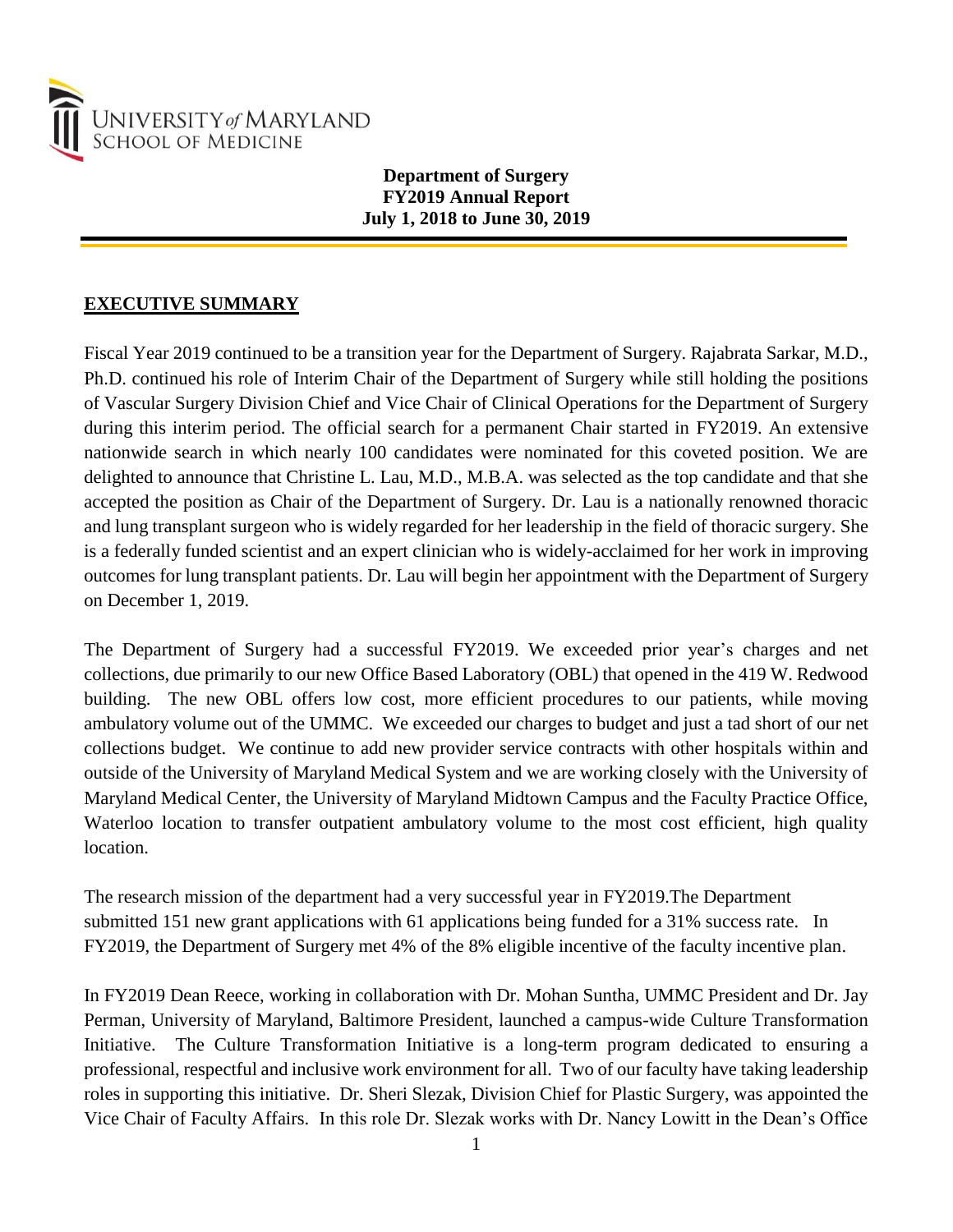UNIVERSITY *of* MARYLAND
SCHOOL OF MEDICINE

**Department of Surgery**
**FY2019 Annual Report**
**July 1, 2018 to June 30, 2019**

## EXECUTIVE SUMMARY

Fiscal Year 2019 continued to be a transition year for the Department of Surgery. Rajabrata Sarkar, M.D., Ph.D. continued his role of Interim Chair of the Department of Surgery while still holding the positions of Vascular Surgery Division Chief and Vice Chair of Clinical Operations for the Department of Surgery during this interim period. The official search for a permanent Chair started in FY2019. An extensive nationwide search in which nearly 100 candidates were nominated for this coveted position. We are delighted to announce that Christine L. Lau, M.D., M.B.A. was selected as the top candidate and that she accepted the position as Chair of the Department of Surgery. Dr. Lau is a nationally renowned thoracic and lung transplant surgeon who is widely regarded for her leadership in the field of thoracic surgery. She is a federally funded scientist and an expert clinician who is widely-acclaimed for her work in improving outcomes for lung transplant patients. Dr. Lau will begin her appointment with the Department of Surgery on December 1, 2019.

The Department of Surgery had a successful FY2019. We exceeded prior year's charges and net collections, due primarily to our new Office Based Laboratory (OBL) that opened in the 419 W. Redwood building. The new OBL offers low cost, more efficient procedures to our patients, while moving ambulatory volume out of the UMMC. We exceeded our charges to budget and just a tad short of our net collections budget. We continue to add new provider service contracts with other hospitals within and outside of the University of Maryland Medical System and we are working closely with the University of Maryland Medical Center, the University of Maryland Midtown Campus and the Faculty Practice Office, Waterloo location to transfer outpatient ambulatory volume to the most cost efficient, high quality location.

The research mission of the department had a very successful year in FY2019.The Department submitted 151 new grant applications with 61 applications being funded for a 31% success rate. In FY2019, the Department of Surgery met 4% of the 8% eligible incentive of the faculty incentive plan.

In FY2019 Dean Reece, working in collaboration with Dr. Mohan Suntha, UMMC President and Dr. Jay Perman, University of Maryland, Baltimore President, launched a campus-wide Culture Transformation Initiative. The Culture Transformation Initiative is a long-term program dedicated to ensuring a professional, respectful and inclusive work environment for all. Two of our faculty have taking leadership roles in supporting this initiative. Dr. Sheri Slezak, Division Chief for Plastic Surgery, was appointed the Vice Chair of Faculty Affairs. In this role Dr. Slezak works with Dr. Nancy Lowitt in the Dean's Office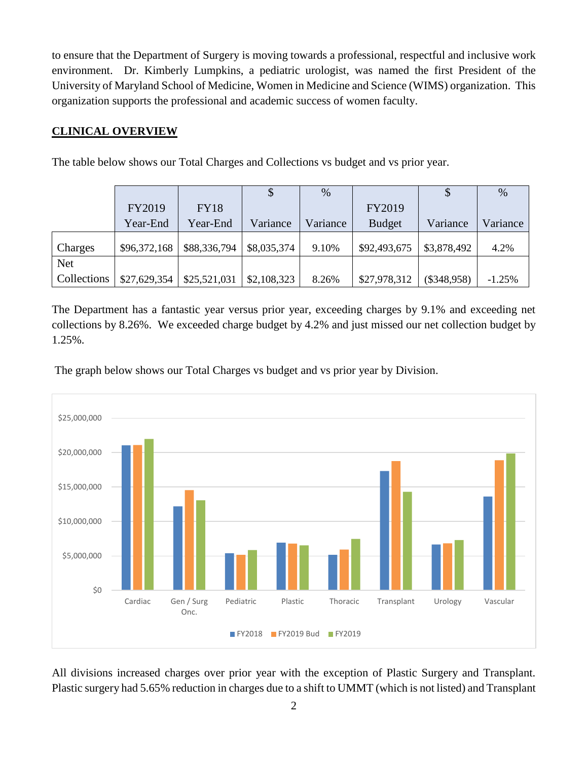to ensure that the Department of Surgery is moving towards a professional, respectful and inclusive work environment. Dr. Kimberly Lumpkins, a pediatric urologist, was named the first President of the University of Maryland School of Medicine, Women in Medicine and Science (WIMS) organization. This organization supports the professional and academic success of women faculty.

## CLINICAL OVERVIEW

The table below shows our Total Charges and Collections vs budget and vs prior year.

| | FY2019 Year-End | FY18 Year-End | $ Variance | % Variance | FY2019 Budget | $ Variance | % Variance |
|---|---|---|---|---|---|---|---|
| Charges | $96,372,168 | $88,336,794 | $8,035,374 | 9.10% | $92,493,675 | $3,878,492 | 4.2% |
| Net Collections | $27,629,354 | $25,521,031 | $2,108,323 | 8.26% | $27,978,312 | ($348,958) | -1.25% |

The Department has a fantastic year versus prior year, exceeding charges by 9.1% and exceeding net collections by 8.26%. We exceeded charge budget by 4.2% and just missed our net collection budget by 1.25%.

The graph below shows our Total Charges vs budget and vs prior year by Division.

All divisions increased charges over prior year with the exception of Plastic Surgery and Transplant. Plastic surgery had 5.65% reduction in charges due to a shift to UMMT (which is not listed) and Transplant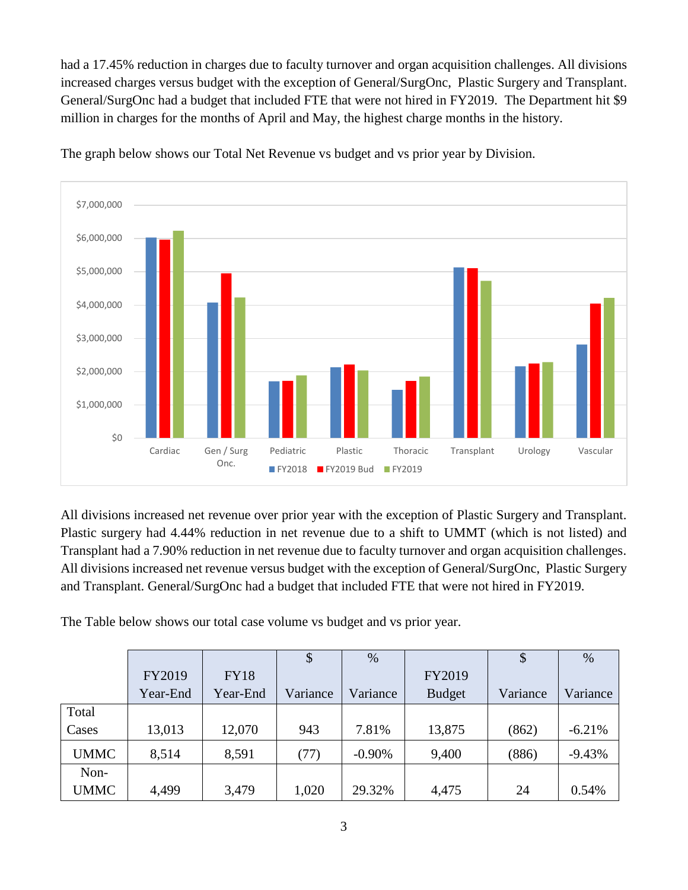had a 17.45% reduction in charges due to faculty turnover and organ acquisition challenges. All divisions increased charges versus budget with the exception of General/SurgOnc, Plastic Surgery and Transplant. General/SurgOnc had a budget that included FTE that were not hired in FY2019. The Department hit $9 million in charges for the months of April and May, the highest charge months in the history.

The graph below shows our Total Net Revenue vs budget and vs prior year by Division.

All divisions increased net revenue over prior year with the exception of Plastic Surgery and Transplant. Plastic surgery had 4.44% reduction in net revenue due to a shift to UMMT (which is not listed) and Transplant had a 7.90% reduction in net revenue due to faculty turnover and organ acquisition challenges. All divisions increased net revenue versus budget with the exception of General/SurgOnc, Plastic Surgery and Transplant. General/SurgOnc had a budget that included FTE that were not hired in FY2019.

The Table below shows our total case volume vs budget and vs prior year.

| | FY2019 Year-End | FY18 Year-End | $ Variance | % Variance | FY2019 Budget | $ Variance | % Variance |
|---|---|---|---|---|---|---|---|
| Total Cases | 13,013 | 12,070 | 943 | 7.81% | 13,875 | (862) | -6.21% |
| UMMC | 8,514 | 8,591 | (77) | -0.90% | 9,400 | (886) | -9.43% |
| Non-UMMC | 4,499 | 3,479 | 1,020 | 29.32% | 4,475 | 24 | 0.54% |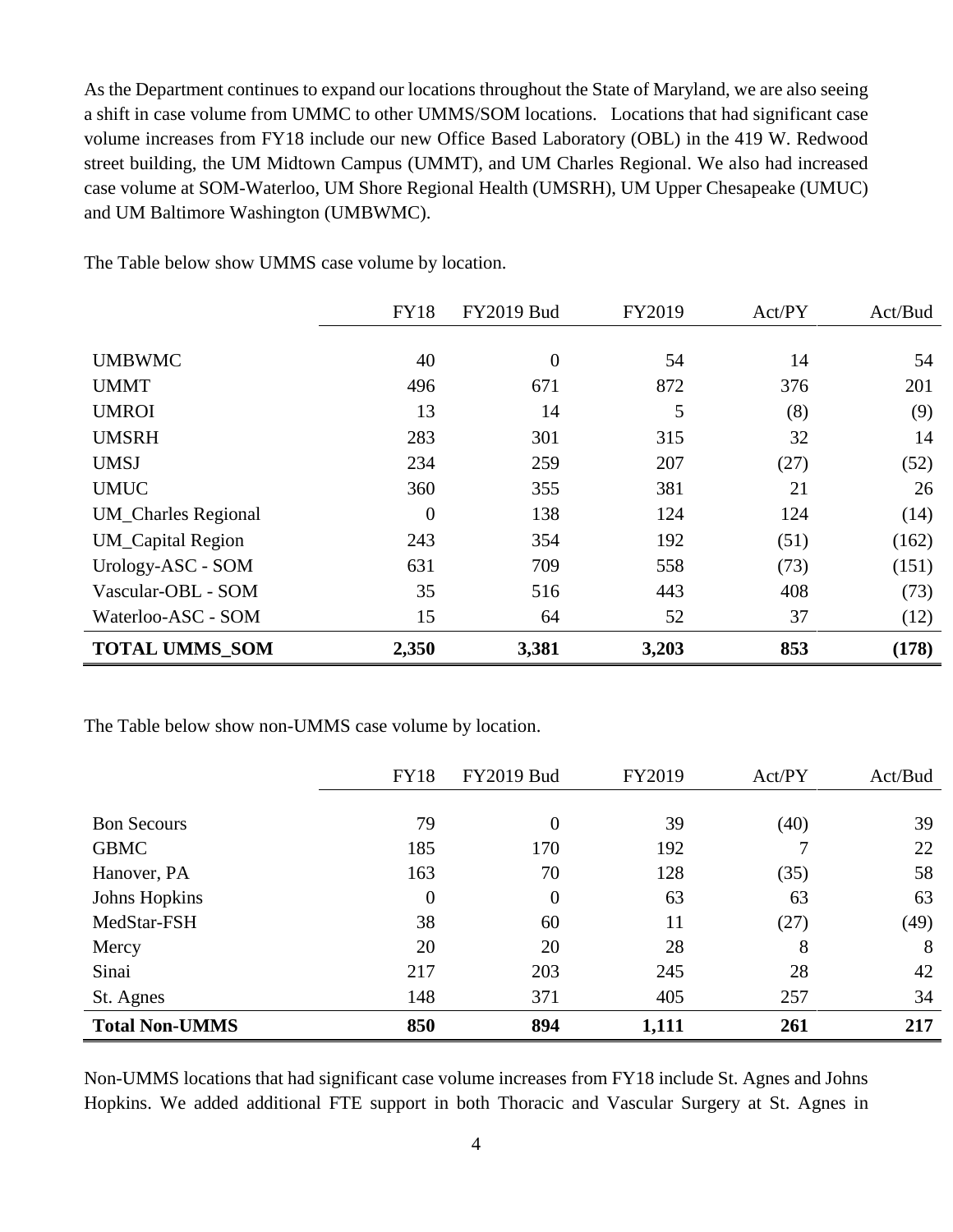As the Department continues to expand our locations throughout the State of Maryland, we are also seeing a shift in case volume from UMMC to other UMMS/SOM locations. Locations that had significant case volume increases from FY18 include our new Office Based Laboratory (OBL) in the 419 W. Redwood street building, the UM Midtown Campus (UMMT), and UM Charles Regional. We also had increased case volume at SOM-Waterloo, UM Shore Regional Health (UMSRH), UM Upper Chesapeake (UMUC) and UM Baltimore Washington (UMBWMC).

The Table below show UMMS case volume by location.

| | FY18 | FY2019 Bud | FY2019 | Act/PY | Act/Bud |
|---|---|---|---|---|---|
| UMBWMC | 40 | 0 | 54 | 14 | 54 |
| UMMT | 496 | 671 | 872 | 376 | 201 |
| UMROI | 13 | 14 | 5 | (8) | (9) |
| UMSRH | 283 | 301 | 315 | 32 | 14 |
| UMSJ | 234 | 259 | 207 | (27) | (52) |
| UMUC | 360 | 355 | 381 | 21 | 26 |
| UM_Charles Regional | 0 | 138 | 124 | 124 | (14) |
| UM_Capital Region | 243 | 354 | 192 | (51) | (162) |
| Urology-ASC - SOM | 631 | 709 | 558 | (73) | (151) |
| Vascular-OBL - SOM | 35 | 516 | 443 | 408 | (73) |
| Waterloo-ASC - SOM | 15 | 64 | 52 | 37 | (12) |
| **TOTAL UMMS_SOM** | **2,350** | **3,381** | **3,203** | **853** | **(178)** |

The Table below show non-UMMS case volume by location.

| | FY18 | FY2019 Bud | FY2019 | Act/PY | Act/Bud |
|---|---|---|---|---|---|
| Bon Secours | 79 | 0 | 39 | (40) | 39 |
| GBMC | 185 | 170 | 192 | 7 | 22 |
| Hanover, PA | 163 | 70 | 128 | (35) | 58 |
| Johns Hopkins | 0 | 0 | 63 | 63 | 63 |
| MedStar-FSH | 38 | 60 | 11 | (27) | (49) |
| Mercy | 20 | 20 | 28 | 8 | 8 |
| Sinai | 217 | 203 | 245 | 28 | 42 |
| St. Agnes | 148 | 371 | 405 | 257 | 34 |
| **Total Non-UMMS** | **850** | **894** | **1,111** | **261** | **217** |

Non-UMMS locations that had significant case volume increases from FY18 include St. Agnes and Johns Hopkins. We added additional FTE support in both Thoracic and Vascular Surgery at St. Agnes in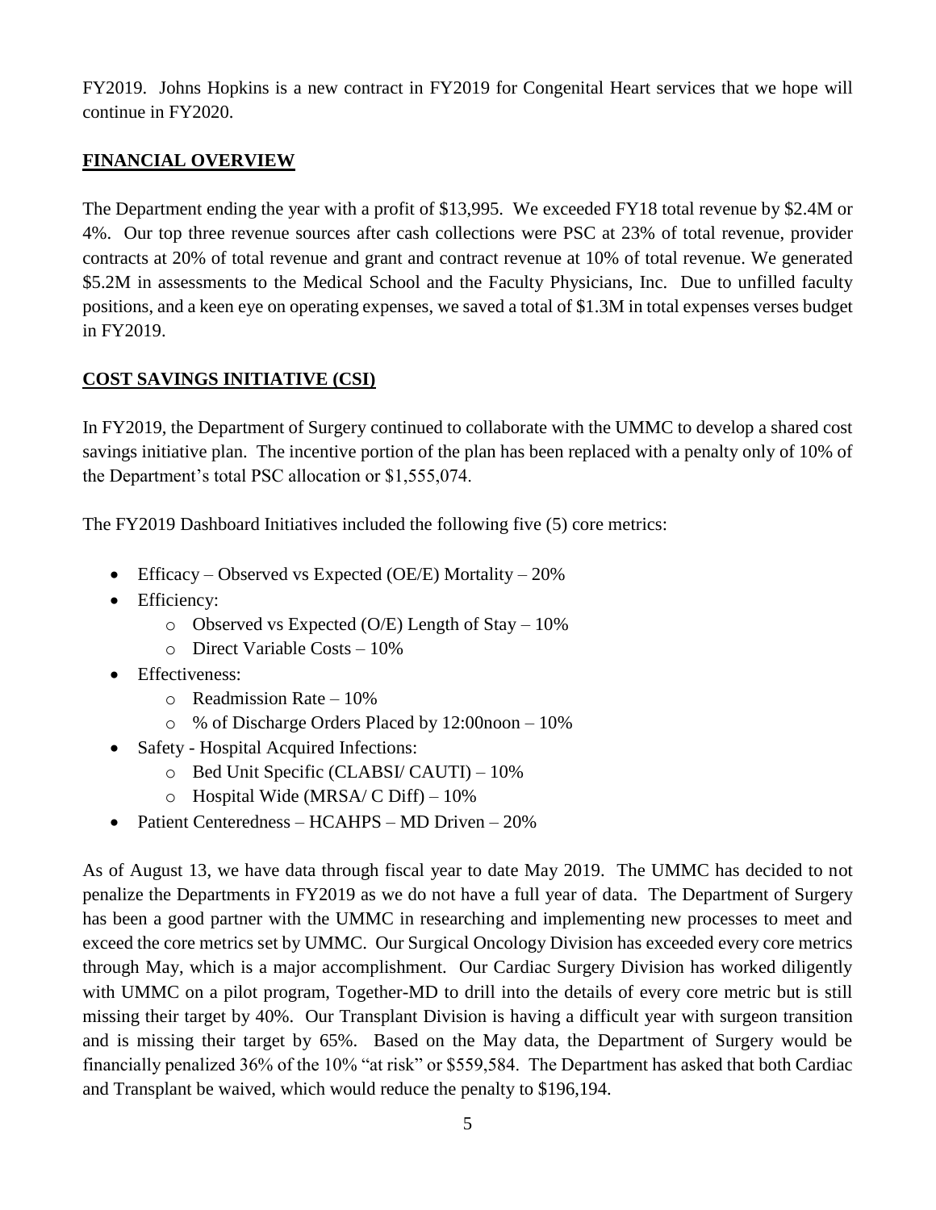FY2019. Johns Hopkins is a new contract in FY2019 for Congenital Heart services that we hope will continue in FY2020.

## **FINANCIAL OVERVIEW**

The Department ending the year with a profit of $13,995. We exceeded FY18 total revenue by $2.4M or 4%. Our top three revenue sources after cash collections were PSC at 23% of total revenue, provider contracts at 20% of total revenue and grant and contract revenue at 10% of total revenue. We generated $5.2M in assessments to the Medical School and the Faculty Physicians, Inc. Due to unfilled faculty positions, and a keen eye on operating expenses, we saved a total of $1.3M in total expenses verses budget in FY2019.

## **COST SAVINGS INITIATIVE (CSI)**

In FY2019, the Department of Surgery continued to collaborate with the UMMC to develop a shared cost savings initiative plan. The incentive portion of the plan has been replaced with a penalty only of 10% of the Department's total PSC allocation or $1,555,074.

The FY2019 Dashboard Initiatives included the following five (5) core metrics:

- Efficacy – Observed vs Expected (OE/E) Mortality – 20%
- Efficiency:
  - Observed vs Expected (O/E) Length of Stay – 10%
  - Direct Variable Costs – 10%
- Effectiveness:
  - Readmission Rate – 10%
  - % of Discharge Orders Placed by 12:00noon – 10%
- Safety - Hospital Acquired Infections:
  - Bed Unit Specific (CLABSI/ CAUTI) – 10%
  - Hospital Wide (MRSA/ C Diff) – 10%
- Patient Centeredness – HCAHPS – MD Driven – 20%

As of August 13, we have data through fiscal year to date May 2019. The UMMC has decided to not penalize the Departments in FY2019 as we do not have a full year of data. The Department of Surgery has been a good partner with the UMMC in researching and implementing new processes to meet and exceed the core metrics set by UMMC. Our Surgical Oncology Division has exceeded every core metrics through May, which is a major accomplishment. Our Cardiac Surgery Division has worked diligently with UMMC on a pilot program, Together-MD to drill into the details of every core metric but is still missing their target by 40%. Our Transplant Division is having a difficult year with surgeon transition and is missing their target by 65%. Based on the May data, the Department of Surgery would be financially penalized 36% of the 10% "at risk" or $559,584. The Department has asked that both Cardiac and Transplant be waived, which would reduce the penalty to $196,194.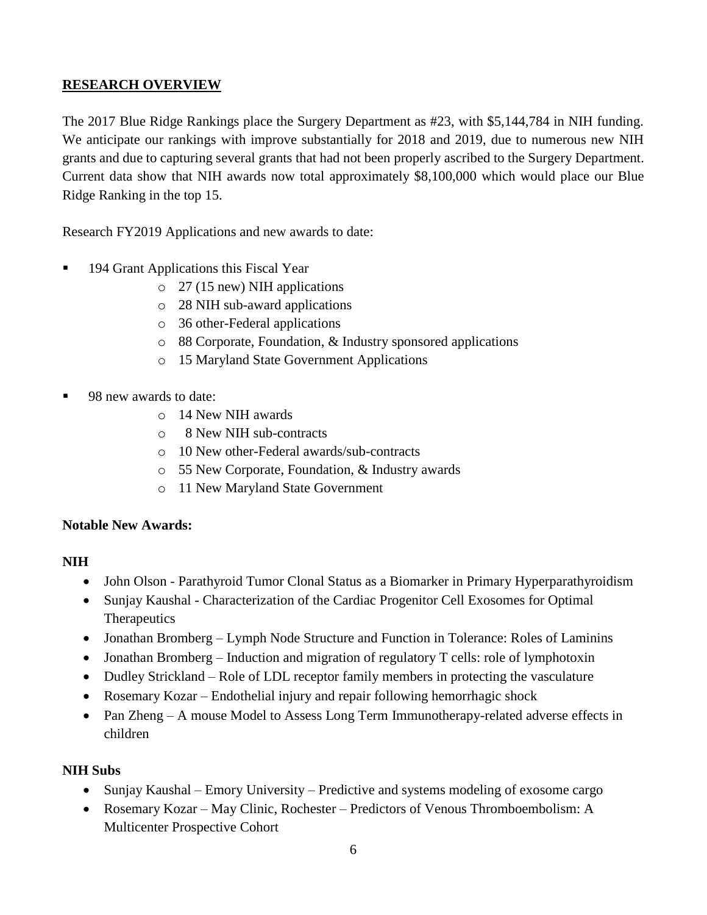## RESEARCH OVERVIEW

The 2017 Blue Ridge Rankings place the Surgery Department as #23, with $5,144,784 in NIH funding. We anticipate our rankings with improve substantially for 2018 and 2019, due to numerous new NIH grants and due to capturing several grants that had not been properly ascribed to the Surgery Department. Current data show that NIH awards now total approximately $8,100,000 which would place our Blue Ridge Ranking in the top 15.

Research FY2019 Applications and new awards to date:

- 194 Grant Applications this Fiscal Year
  - 27 (15 new) NIH applications
  - 28 NIH sub-award applications
  - 36 other-Federal applications
  - 88 Corporate, Foundation, & Industry sponsored applications
  - 15 Maryland State Government Applications

- 98 new awards to date:
  - 14 New NIH awards
  - 8 New NIH sub-contracts
  - 10 New other-Federal awards/sub-contracts
  - 55 New Corporate, Foundation, & Industry awards
  - 11 New Maryland State Government

**Notable New Awards:**

**NIH**

- John Olson - Parathyroid Tumor Clonal Status as a Biomarker in Primary Hyperparathyroidism
- Sunjay Kaushal - Characterization of the Cardiac Progenitor Cell Exosomes for Optimal Therapeutics
- Jonathan Bromberg – Lymph Node Structure and Function in Tolerance: Roles of Laminins
- Jonathan Bromberg – Induction and migration of regulatory T cells: role of lymphotoxin
- Dudley Strickland – Role of LDL receptor family members in protecting the vasculature
- Rosemary Kozar – Endothelial injury and repair following hemorrhagic shock
- Pan Zheng – A mouse Model to Assess Long Term Immunotherapy-related adverse effects in children

**NIH Subs**

- Sunjay Kaushal – Emory University – Predictive and systems modeling of exosome cargo
- Rosemary Kozar – May Clinic, Rochester – Predictors of Venous Thromboembolism: A Multicenter Prospective Cohort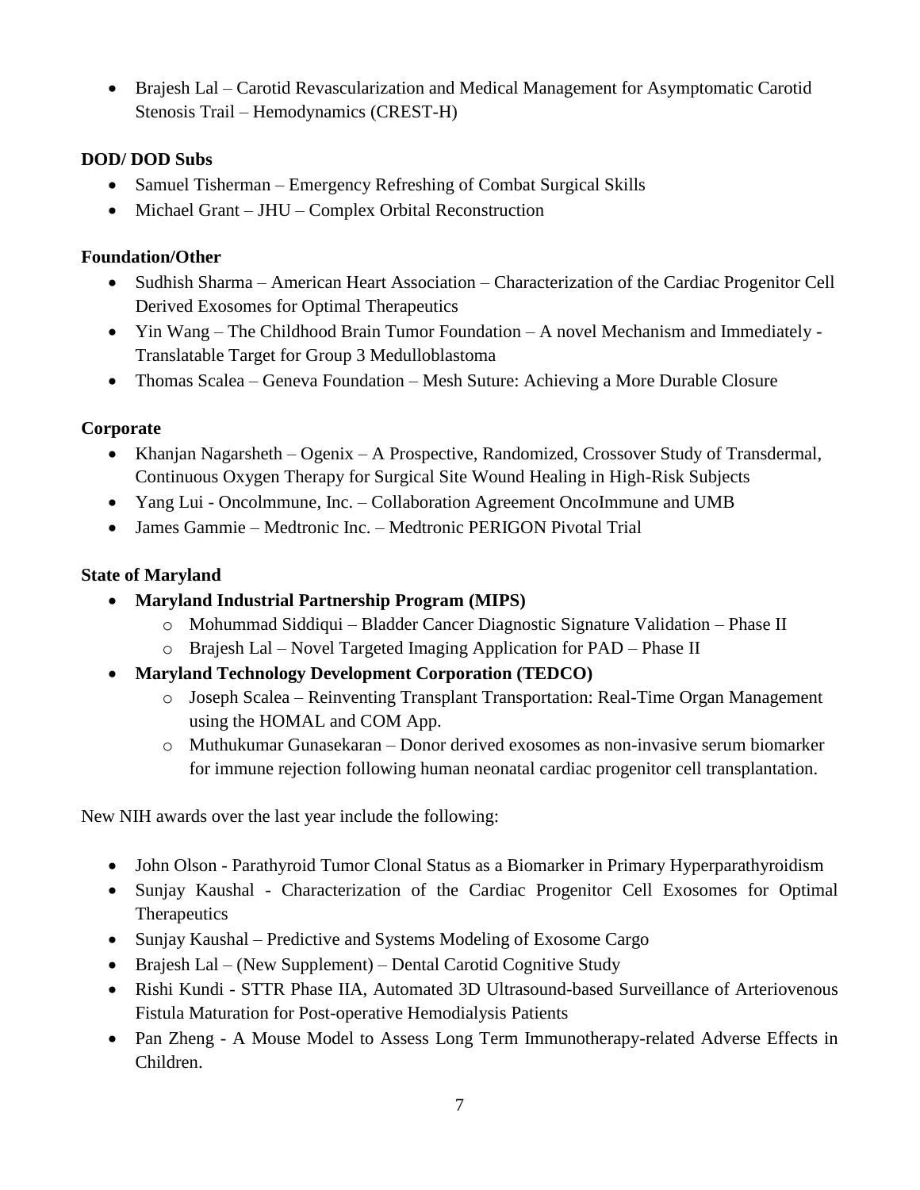- Brajesh Lal – Carotid Revascularization and Medical Management for Asymptomatic Carotid Stenosis Trail – Hemodynamics (CREST-H)

**DOD/ DOD Subs**

- Samuel Tisherman – Emergency Refreshing of Combat Surgical Skills
- Michael Grant – JHU – Complex Orbital Reconstruction

**Foundation/Other**

- Sudhish Sharma – American Heart Association – Characterization of the Cardiac Progenitor Cell Derived Exosomes for Optimal Therapeutics
- Yin Wang – The Childhood Brain Tumor Foundation – A novel Mechanism and Immediately - Translatable Target for Group 3 Medulloblastoma
- Thomas Scalea – Geneva Foundation – Mesh Suture: Achieving a More Durable Closure

**Corporate**

- Khanjan Nagarsheth – Ogenix – A Prospective, Randomized, Crossover Study of Transdermal, Continuous Oxygen Therapy for Surgical Site Wound Healing in High-Risk Subjects
- Yang Lui - Oncolmmune, Inc. – Collaboration Agreement OncoImmune and UMB
- James Gammie – Medtronic Inc. – Medtronic PERIGON Pivotal Trial

**State of Maryland**

- **Maryland Industrial Partnership Program (MIPS)**
  - Mohummad Siddiqui – Bladder Cancer Diagnostic Signature Validation – Phase II
  - Brajesh Lal – Novel Targeted Imaging Application for PAD – Phase II
- **Maryland Technology Development Corporation (TEDCO)**
  - Joseph Scalea – Reinventing Transplant Transportation: Real-Time Organ Management using the HOMAL and COM App.
  - Muthukumar Gunasekaran – Donor derived exosomes as non-invasive serum biomarker for immune rejection following human neonatal cardiac progenitor cell transplantation.

New NIH awards over the last year include the following:

- John Olson - Parathyroid Tumor Clonal Status as a Biomarker in Primary Hyperparathyroidism
- Sunjay Kaushal - Characterization of the Cardiac Progenitor Cell Exosomes for Optimal Therapeutics
- Sunjay Kaushal – Predictive and Systems Modeling of Exosome Cargo
- Brajesh Lal – (New Supplement) – Dental Carotid Cognitive Study
- Rishi Kundi - STTR Phase IIA, Automated 3D Ultrasound-based Surveillance of Arteriovenous Fistula Maturation for Post-operative Hemodialysis Patients
- Pan Zheng - A Mouse Model to Assess Long Term Immunotherapy-related Adverse Effects in Children.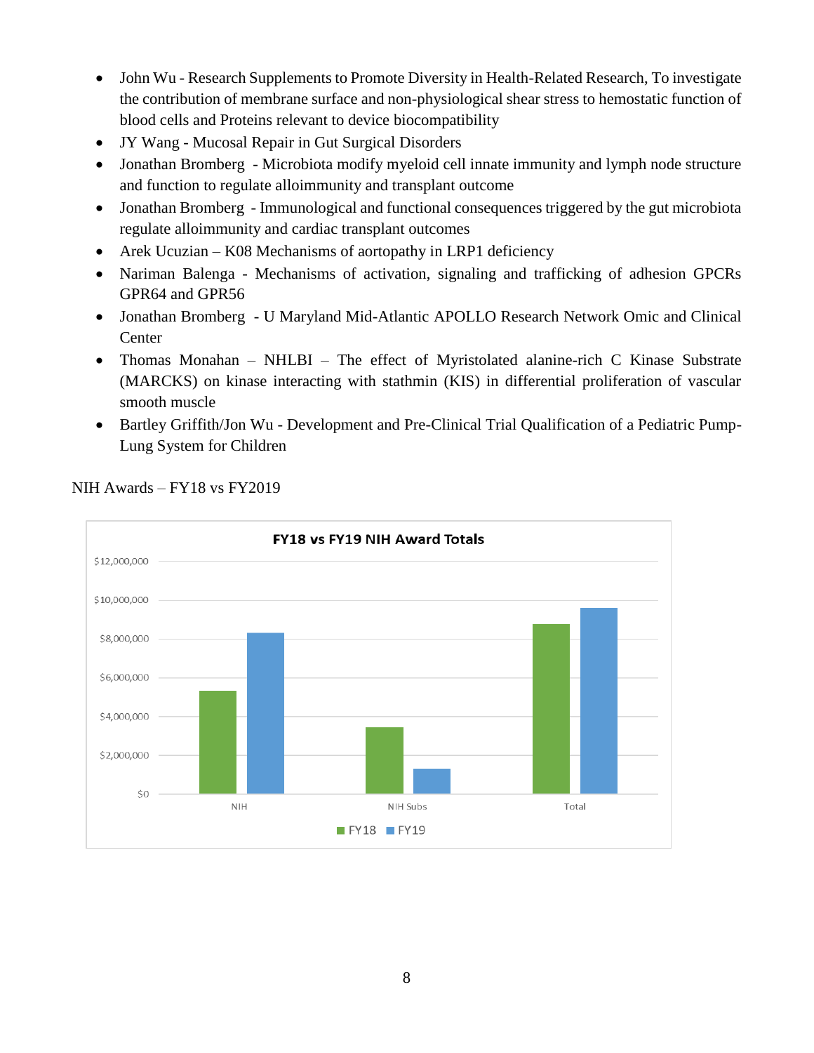- John Wu - Research Supplements to Promote Diversity in Health-Related Research, To investigate the contribution of membrane surface and non-physiological shear stress to hemostatic function of blood cells and Proteins relevant to device biocompatibility
- JY Wang - Mucosal Repair in Gut Surgical Disorders
- Jonathan Bromberg - Microbiota modify myeloid cell innate immunity and lymph node structure and function to regulate alloimmunity and transplant outcome
- Jonathan Bromberg - Immunological and functional consequences triggered by the gut microbiota regulate alloimmunity and cardiac transplant outcomes
- Arek Ucuzian – K08 Mechanisms of aortopathy in LRP1 deficiency
- Nariman Balenga - Mechanisms of activation, signaling and trafficking of adhesion GPCRs GPR64 and GPR56
- Jonathan Bromberg - U Maryland Mid-Atlantic APOLLO Research Network Omic and Clinical Center
- Thomas Monahan – NHLBI – The effect of Myristolated alanine-rich C Kinase Substrate (MARCKS) on kinase interacting with stathmin (KIS) in differential proliferation of vascular smooth muscle
- Bartley Griffith/Jon Wu - Development and Pre-Clinical Trial Qualification of a Pediatric Pump-Lung System for Children

NIH Awards – FY18 vs FY2019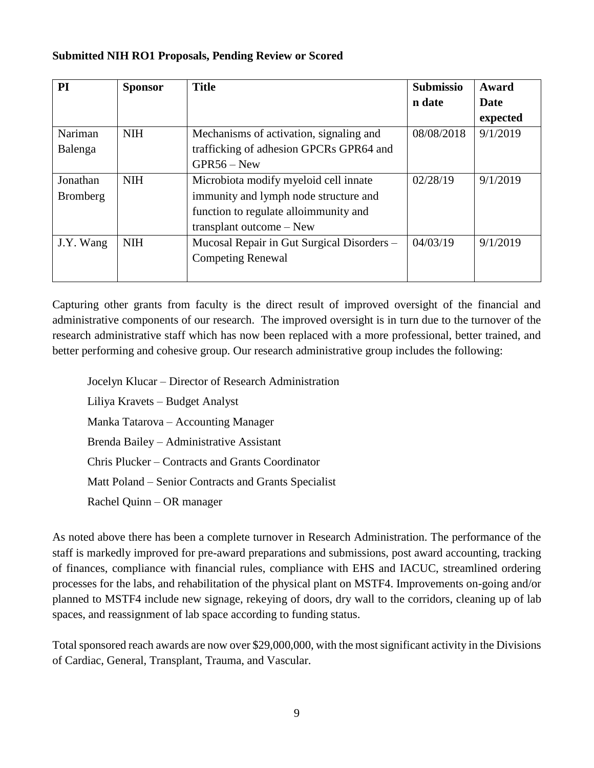**Submitted NIH RO1 Proposals, Pending Review or Scored**

| PI | Sponsor | Title | Submission date | Award Date expected |
|---|---|---|---|---|
| Nariman Balenga | NIH | Mechanisms of activation, signaling and trafficking of adhesion GPCRs GPR64 and GPR56 – New | 08/08/2018 | 9/1/2019 |
| Jonathan Bromberg | NIH | Microbiota modify myeloid cell innate immunity and lymph node structure and function to regulate alloimmunity and transplant outcome – New | 02/28/19 | 9/1/2019 |
| J.Y. Wang | NIH | Mucosal Repair in Gut Surgical Disorders – Competing Renewal | 04/03/19 | 9/1/2019 |

Capturing other grants from faculty is the direct result of improved oversight of the financial and administrative components of our research. The improved oversight is in turn due to the turnover of the research administrative staff which has now been replaced with a more professional, better trained, and better performing and cohesive group. Our research administrative group includes the following:

Jocelyn Klucar – Director of Research Administration

Liliya Kravets – Budget Analyst

Manka Tatarova – Accounting Manager

Brenda Bailey – Administrative Assistant

Chris Plucker – Contracts and Grants Coordinator

Matt Poland – Senior Contracts and Grants Specialist

Rachel Quinn – OR manager

As noted above there has been a complete turnover in Research Administration. The performance of the staff is markedly improved for pre-award preparations and submissions, post award accounting, tracking of finances, compliance with financial rules, compliance with EHS and IACUC, streamlined ordering processes for the labs, and rehabilitation of the physical plant on MSTF4. Improvements on-going and/or planned to MSTF4 include new signage, rekeying of doors, dry wall to the corridors, cleaning up of lab spaces, and reassignment of lab space according to funding status.

Total sponsored reach awards are now over $29,000,000, with the most significant activity in the Divisions of Cardiac, General, Transplant, Trauma, and Vascular.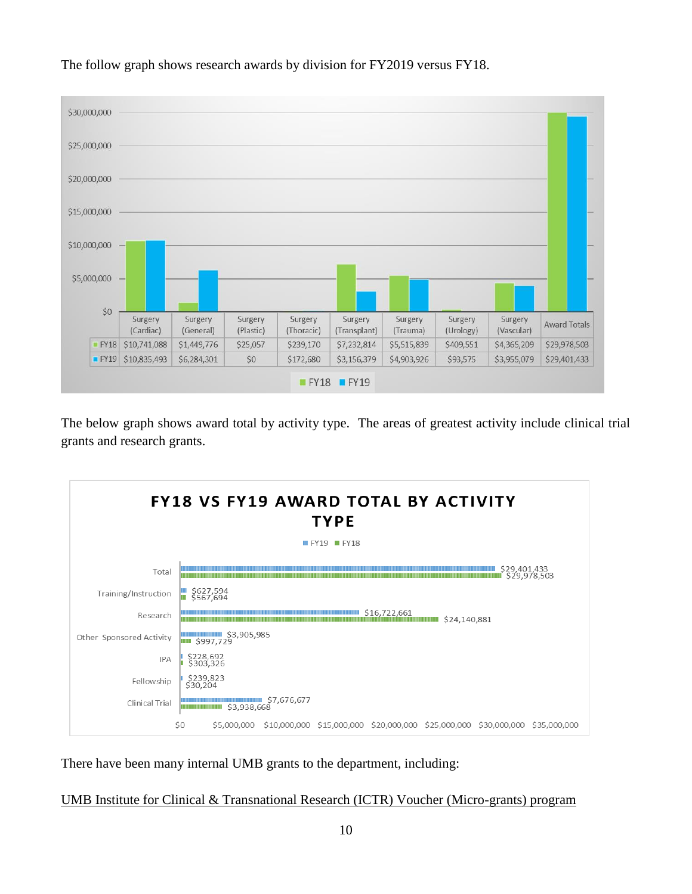The follow graph shows research awards by division for FY2019 versus FY18.

| | Surgery (Cardiac) | Surgery (General) | Surgery (Plastic) | Surgery (Thoracic) | Surgery (Transplant) | Surgery (Trauma) | Surgery (Urology) | Surgery (Vascular) | Award Totals |
|---|---|---|---|---|---|---|---|---|---|
| FY18 | $10,741,088 | $1,449,776 | $25,057 | $239,170 | $7,232,814 | $5,515,839 | $409,551 | $4,365,209 | $29,978,503 |
| FY19 | $10,835,493 | $6,284,301 | $0 | $172,680 | $3,156,379 | $4,903,926 | $93,575 | $3,955,079 | $29,401,433 |

The below graph shows award total by activity type. The areas of greatest activity include clinical trial grants and research grants.

**FY18 VS FY19 AWARD TOTAL BY ACTIVITY TYPE**

| Activity Type | FY19 | FY18 |
|---|---|---|
| Total | $29,401,433 | $29,978,503 |
| Training/Instruction | $627,594 | $567,694 |
| Research | $16,722,661 | $24,140,881 |
| Other Sponsored Activity | $3,905,985 | $997,729 |
| IPA | $228,692 | $303,326 |
| Fellowship | $239,823 | $30,204 |
| Clinical Trial | $7,676,677 | $3,938,668 |

There have been many internal UMB grants to the department, including:

UMB Institute for Clinical & Transnational Research (ICTR) Voucher (Micro-grants) program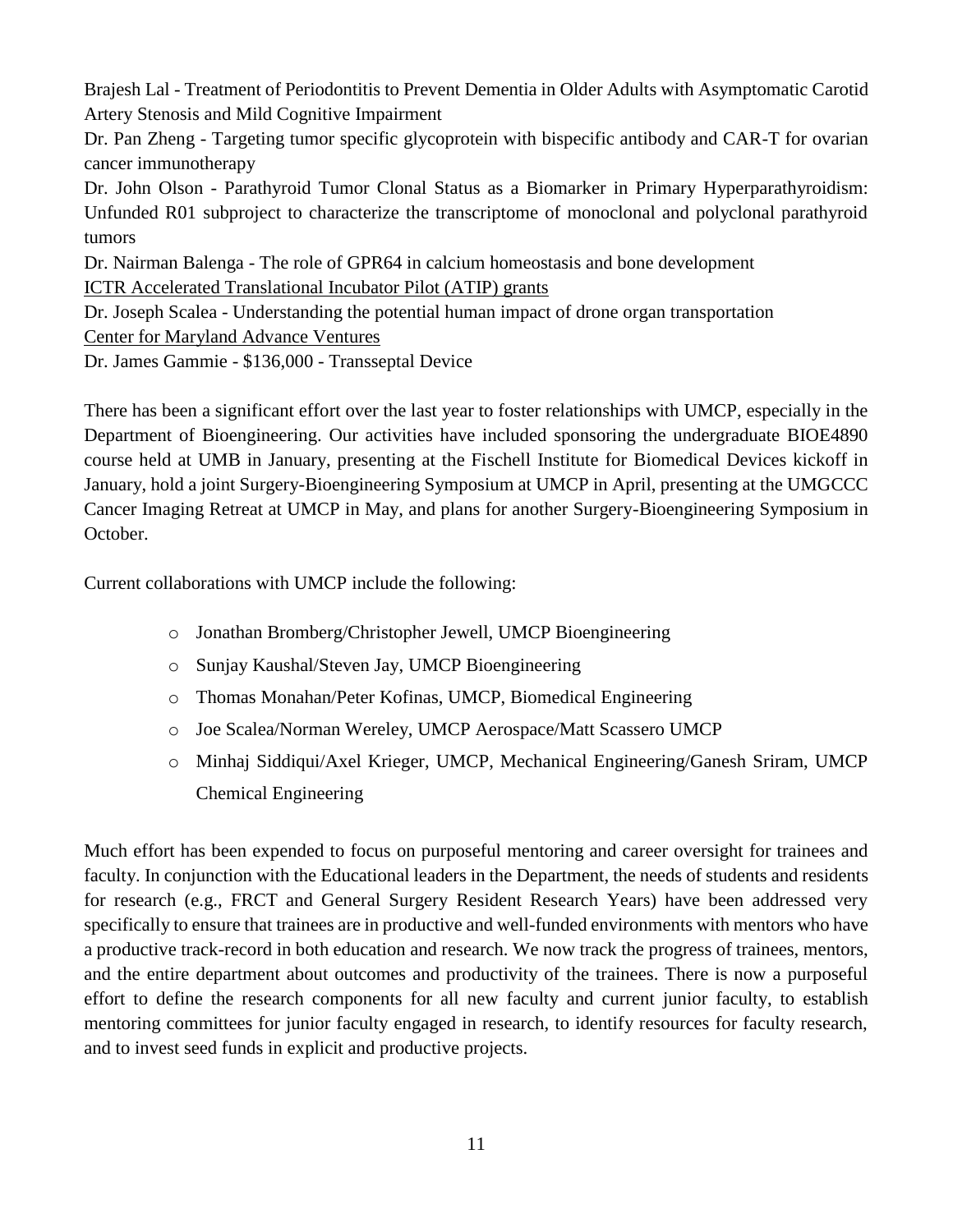Brajesh Lal - Treatment of Periodontitis to Prevent Dementia in Older Adults with Asymptomatic Carotid Artery Stenosis and Mild Cognitive Impairment

Dr. Pan Zheng - Targeting tumor specific glycoprotein with bispecific antibody and CAR-T for ovarian cancer immunotherapy

Dr. John Olson - Parathyroid Tumor Clonal Status as a Biomarker in Primary Hyperparathyroidism: Unfunded R01 subproject to characterize the transcriptome of monoclonal and polyclonal parathyroid tumors

Dr. Nairman Balenga - The role of GPR64 in calcium homeostasis and bone development

<u>ICTR Accelerated Translational Incubator Pilot (ATIP) grants</u>

Dr. Joseph Scalea - Understanding the potential human impact of drone organ transportation

<u>Center for Maryland Advance Ventures</u>

Dr. James Gammie - $136,000 - Transseptal Device

There has been a significant effort over the last year to foster relationships with UMCP, especially in the Department of Bioengineering. Our activities have included sponsoring the undergraduate BIOE4890 course held at UMB in January, presenting at the Fischell Institute for Biomedical Devices kickoff in January, hold a joint Surgery-Bioengineering Symposium at UMCP in April, presenting at the UMGCCC Cancer Imaging Retreat at UMCP in May, and plans for another Surgery-Bioengineering Symposium in October.

Current collaborations with UMCP include the following:

- Jonathan Bromberg/Christopher Jewell, UMCP Bioengineering
- Sunjay Kaushal/Steven Jay, UMCP Bioengineering
- Thomas Monahan/Peter Kofinas, UMCP, Biomedical Engineering
- Joe Scalea/Norman Wereley, UMCP Aerospace/Matt Scassero UMCP
- Minhaj Siddiqui/Axel Krieger, UMCP, Mechanical Engineering/Ganesh Sriram, UMCP Chemical Engineering

Much effort has been expended to focus on purposeful mentoring and career oversight for trainees and faculty. In conjunction with the Educational leaders in the Department, the needs of students and residents for research (e.g., FRCT and General Surgery Resident Research Years) have been addressed very specifically to ensure that trainees are in productive and well-funded environments with mentors who have a productive track-record in both education and research. We now track the progress of trainees, mentors, and the entire department about outcomes and productivity of the trainees. There is now a purposeful effort to define the research components for all new faculty and current junior faculty, to establish mentoring committees for junior faculty engaged in research, to identify resources for faculty research, and to invest seed funds in explicit and productive projects.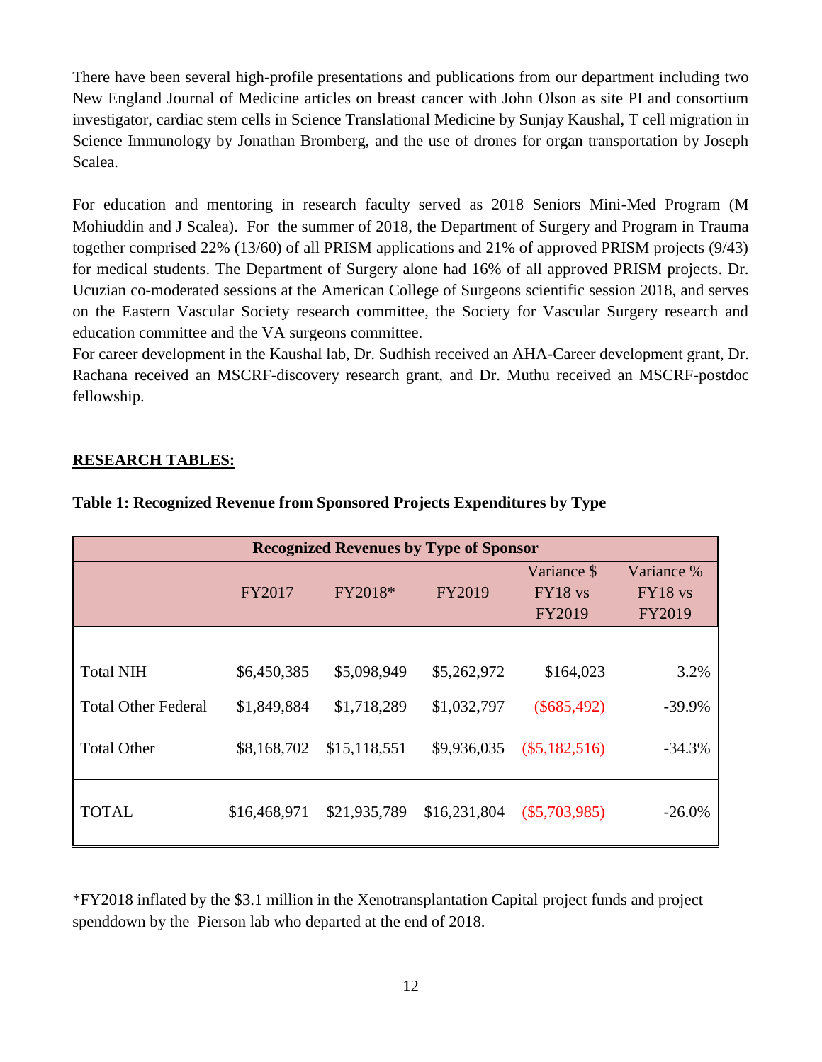There have been several high-profile presentations and publications from our department including two New England Journal of Medicine articles on breast cancer with John Olson as site PI and consortium investigator, cardiac stem cells in Science Translational Medicine by Sunjay Kaushal, T cell migration in Science Immunology by Jonathan Bromberg, and the use of drones for organ transportation by Joseph Scalea.

For education and mentoring in research faculty served as 2018 Seniors Mini-Med Program (M Mohiuddin and J Scalea). For the summer of 2018, the Department of Surgery and Program in Trauma together comprised 22% (13/60) of all PRISM applications and 21% of approved PRISM projects (9/43) for medical students. The Department of Surgery alone had 16% of all approved PRISM projects. Dr. Ucuzian co-moderated sessions at the American College of Surgeons scientific session 2018, and serves on the Eastern Vascular Society research committee, the Society for Vascular Surgery research and education committee and the VA surgeons committee.

For career development in the Kaushal lab, Dr. Sudhish received an AHA-Career development grant, Dr. Rachana received an MSCRF-discovery research grant, and Dr. Muthu received an MSCRF-postdoc fellowship.

**RESEARCH TABLES:**

**Table 1: Recognized Revenue from Sponsored Projects Expenditures by Type**

| Recognized Revenues by Type of Sponsor | | | | | |
|---|---|---|---|---|---|
| | FY2017 | FY2018* | FY2019 | Variance $ FY18 vs FY2019 | Variance % FY18 vs FY2019 |
| Total NIH | $6,450,385 | $5,098,949 | $5,262,972 | $164,023 | 3.2% |
| Total Other Federal | $1,849,884 | $1,718,289 | $1,032,797 | ($685,492) | -39.9% |
| Total Other | $8,168,702 | $15,118,551 | $9,936,035 | ($5,182,516) | -34.3% |
| TOTAL | $16,468,971 | $21,935,789 | $16,231,804 | ($5,703,985) | -26.0% |

*FY2018 inflated by the $3.1 million in the Xenotransplantation Capital project funds and project spenddown by the Pierson lab who departed at the end of 2018.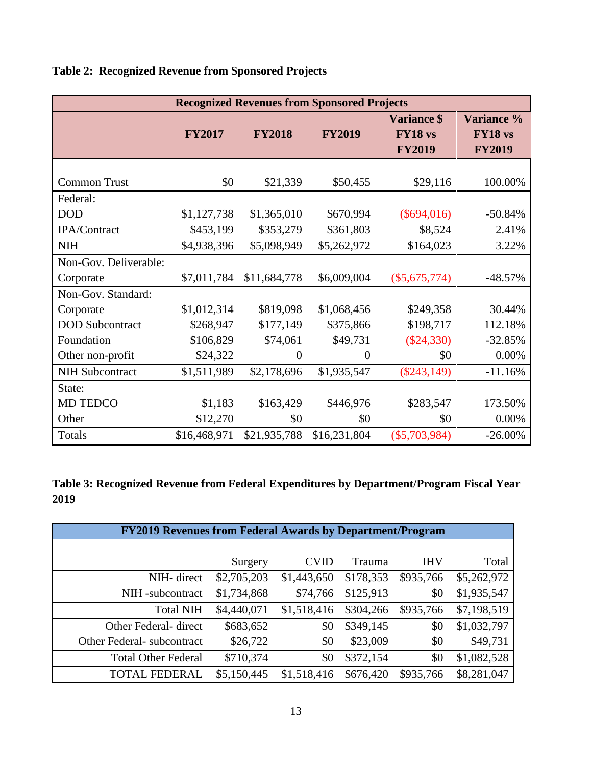**Table 2: Recognized Revenue from Sponsored Projects**

| Recognized Revenues from Sponsored Projects | | | | | |
|---|---|---|---|---|---|
| | FY2017 | FY2018 | FY2019 | Variance $ FY18 vs FY2019 | Variance % FY18 vs FY2019 |
| Common Trust | $0 | $21,339 | $50,455 | $29,116 | 100.00% |
| Federal: | | | | | |
| DOD | $1,127,738 | $1,365,010 | $670,994 | ($694,016) | -50.84% |
| IPA/Contract | $453,199 | $353,279 | $361,803 | $8,524 | 2.41% |
| NIH | $4,938,396 | $5,098,949 | $5,262,972 | $164,023 | 3.22% |
| Non-Gov. Deliverable: | | | | | |
| Corporate | $7,011,784 | $11,684,778 | $6,009,004 | ($5,675,774) | -48.57% |
| Non-Gov. Standard: | | | | | |
| Corporate | $1,012,314 | $819,098 | $1,068,456 | $249,358 | 30.44% |
| DOD Subcontract | $268,947 | $177,149 | $375,866 | $198,717 | 112.18% |
| Foundation | $106,829 | $74,061 | $49,731 | ($24,330) | -32.85% |
| Other non-profit | $24,322 | 0 | 0 | $0 | 0.00% |
| NIH Subcontract | $1,511,989 | $2,178,696 | $1,935,547 | ($243,149) | -11.16% |
| State: | | | | | |
| MD TEDCO | $1,183 | $163,429 | $446,976 | $283,547 | 173.50% |
| Other | $12,270 | $0 | $0 | $0 | 0.00% |
| Totals | $16,468,971 | $21,935,788 | $16,231,804 | ($5,703,984) | -26.00% |

**Table 3: Recognized Revenue from Federal Expenditures by Department/Program Fiscal Year 2019**

| FY2019 Revenues from Federal Awards by Department/Program | | | | | |
|---|---|---|---|---|---|
| | Surgery | CVID | Trauma | IHV | Total |
| NIH- direct | $2,705,203 | $1,443,650 | $178,353 | $935,766 | $5,262,972 |
| NIH -subcontract | $1,734,868 | $74,766 | $125,913 | $0 | $1,935,547 |
| Total NIH | $4,440,071 | $1,518,416 | $304,266 | $935,766 | $7,198,519 |
| Other Federal- direct | $683,652 | $0 | $349,145 | $0 | $1,032,797 |
| Other Federal- subcontract | $26,722 | $0 | $23,009 | $0 | $49,731 |
| Total Other Federal | $710,374 | $0 | $372,154 | $0 | $1,082,528 |
| TOTAL FEDERAL | $5,150,445 | $1,518,416 | $676,420 | $935,766 | $8,281,047 |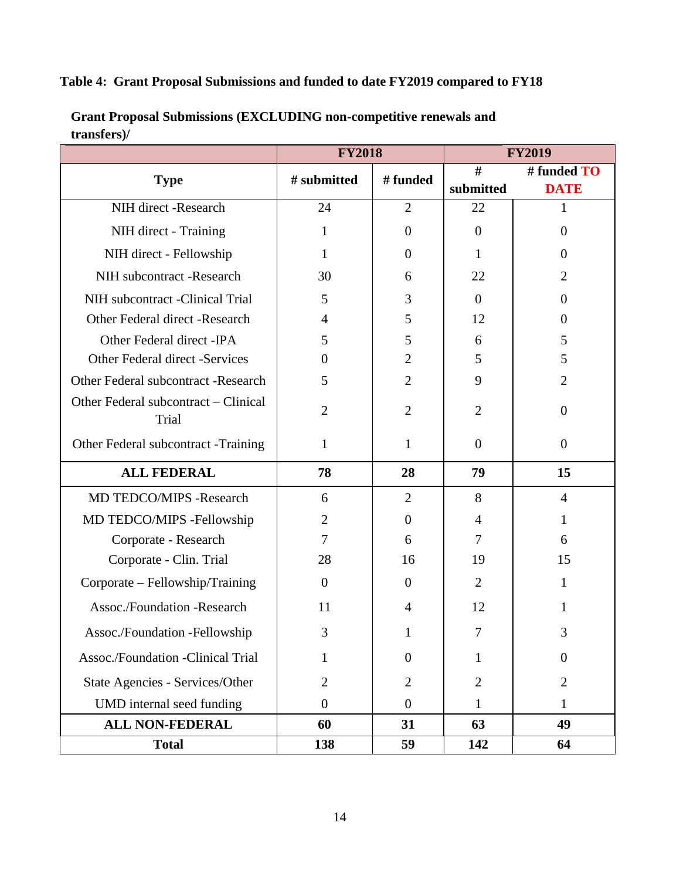**Table 4: Grant Proposal Submissions and funded to date FY2019 compared to FY18**

**Grant Proposal Submissions (EXCLUDING non-competitive renewals and transfers)/**

| | FY2018 | | FY2019 | |
|---|---|---|---|---|
| **Type** | **# submitted** | **# funded** | **# submitted** | **# funded TO DATE** |
| NIH direct -Research | 24 | 2 | 22 | 1 |
| NIH direct - Training | 1 | 0 | 0 | 0 |
| NIH direct - Fellowship | 1 | 0 | 1 | 0 |
| NIH subcontract -Research | 30 | 6 | 22 | 2 |
| NIH subcontract -Clinical Trial | 5 | 3 | 0 | 0 |
| Other Federal direct -Research | 4 | 5 | 12 | 0 |
| Other Federal direct -IPA | 5 | 5 | 6 | 5 |
| Other Federal direct -Services | 0 | 2 | 5 | 5 |
| Other Federal subcontract -Research | 5 | 2 | 9 | 2 |
| Other Federal subcontract – Clinical Trial | 2 | 2 | 2 | 0 |
| Other Federal subcontract -Training | 1 | 1 | 0 | 0 |
| **ALL FEDERAL** | **78** | **28** | **79** | **15** |
| MD TEDCO/MIPS -Research | 6 | 2 | 8 | 4 |
| MD TEDCO/MIPS -Fellowship | 2 | 0 | 4 | 1 |
| Corporate - Research | 7 | 6 | 7 | 6 |
| Corporate - Clin. Trial | 28 | 16 | 19 | 15 |
| Corporate – Fellowship/Training | 0 | 0 | 2 | 1 |
| Assoc./Foundation -Research | 11 | 4 | 12 | 1 |
| Assoc./Foundation -Fellowship | 3 | 1 | 7 | 3 |
| Assoc./Foundation -Clinical Trial | 1 | 0 | 1 | 0 |
| State Agencies - Services/Other | 2 | 2 | 2 | 2 |
| UMD internal seed funding | 0 | 0 | 1 | 1 |
| **ALL NON-FEDERAL** | **60** | **31** | **63** | **49** |
| **Total** | **138** | **59** | **142** | **64** |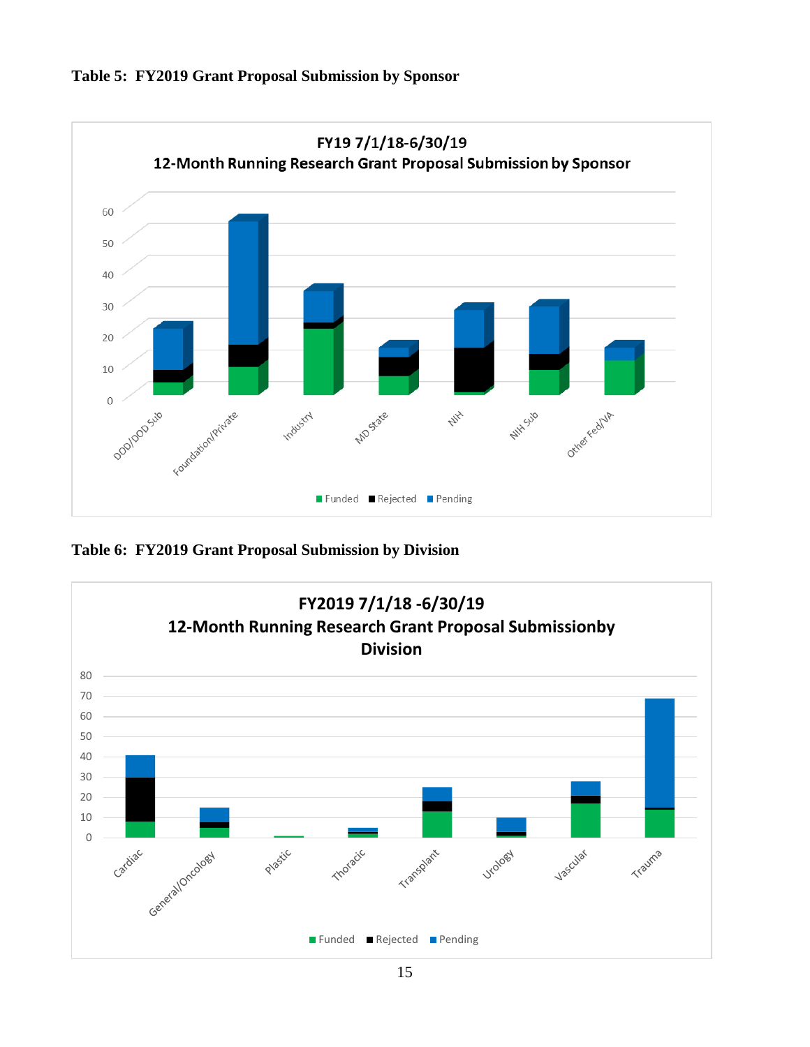**Table 5: FY2019 Grant Proposal Submission by Sponsor**

FY19 7/1/18-6/30/19
12-Month Running Research Grant Proposal Submission by Sponsor

**Table 6: FY2019 Grant Proposal Submission by Division**

FY2019 7/1/18 -6/30/19
12-Month Running Research Grant Proposal Submissionby Division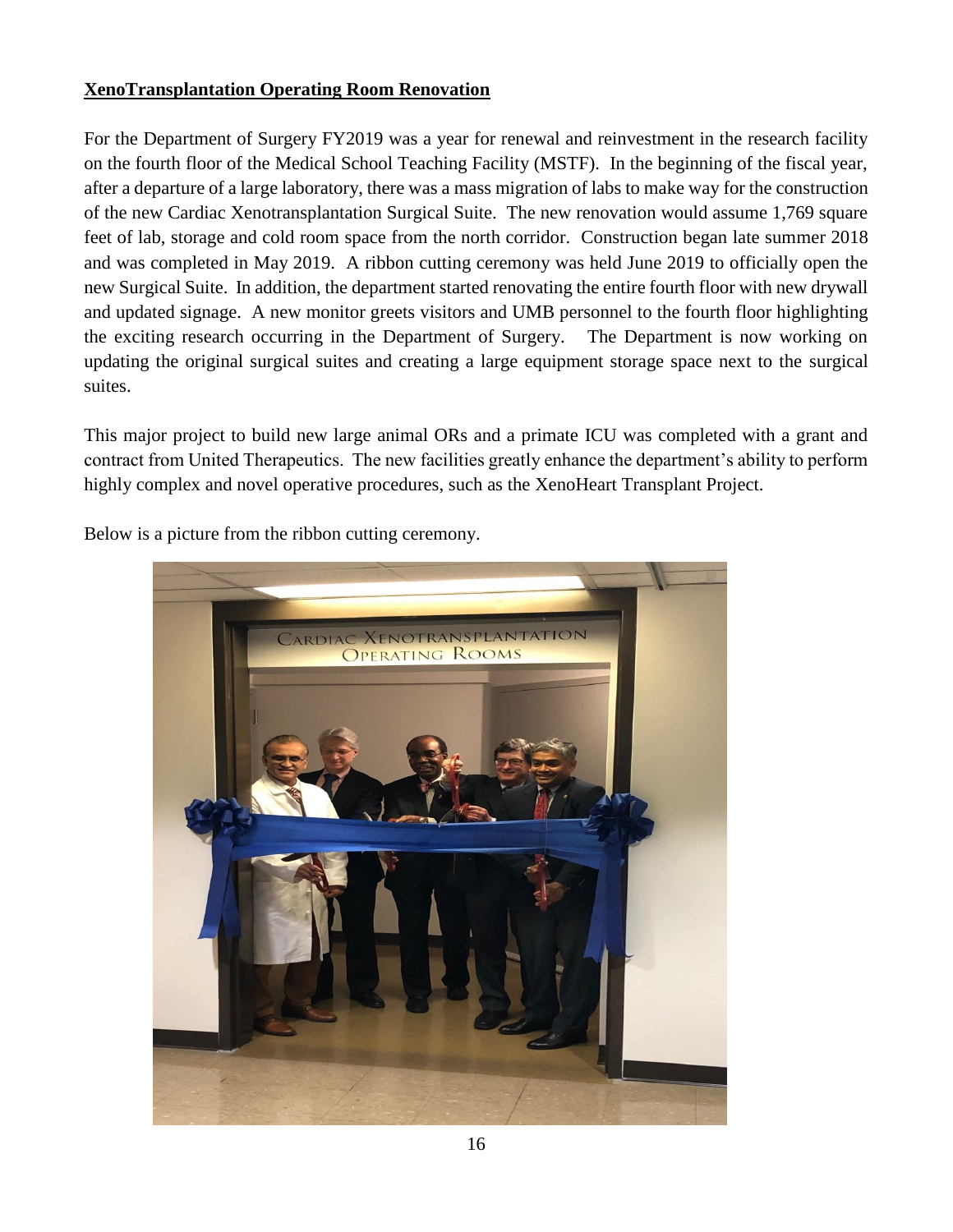**XenoTransplantation Operating Room Renovation**

For the Department of Surgery FY2019 was a year for renewal and reinvestment in the research facility on the fourth floor of the Medical School Teaching Facility (MSTF). In the beginning of the fiscal year, after a departure of a large laboratory, there was a mass migration of labs to make way for the construction of the new Cardiac Xenotransplantation Surgical Suite. The new renovation would assume 1,769 square feet of lab, storage and cold room space from the north corridor. Construction began late summer 2018 and was completed in May 2019. A ribbon cutting ceremony was held June 2019 to officially open the new Surgical Suite. In addition, the department started renovating the entire fourth floor with new drywall and updated signage. A new monitor greets visitors and UMB personnel to the fourth floor highlighting the exciting research occurring in the Department of Surgery. The Department is now working on updating the original surgical suites and creating a large equipment storage space next to the surgical suites.

This major project to build new large animal ORs and a primate ICU was completed with a grant and contract from United Therapeutics. The new facilities greatly enhance the department's ability to perform highly complex and novel operative procedures, such as the XenoHeart Transplant Project.

Below is a picture from the ribbon cutting ceremony.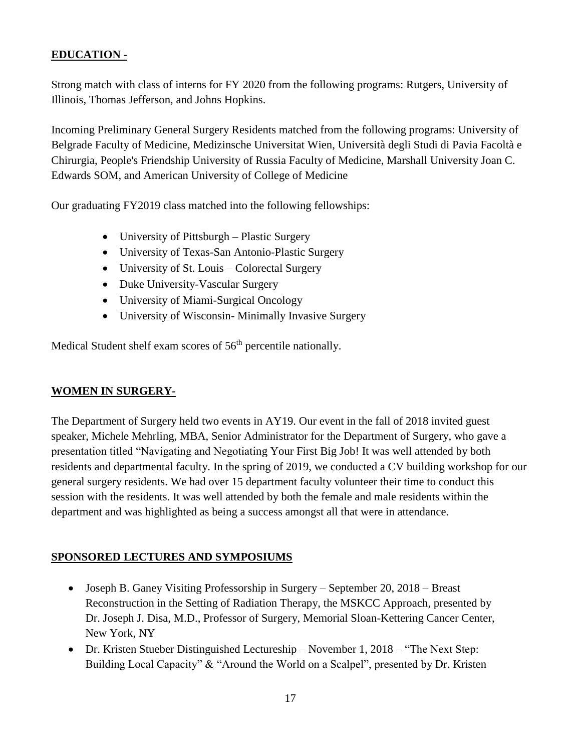## EDUCATION -

Strong match with class of interns for FY 2020 from the following programs: Rutgers, University of Illinois, Thomas Jefferson, and Johns Hopkins.

Incoming Preliminary General Surgery Residents matched from the following programs: University of Belgrade Faculty of Medicine, Medizinsche Universitat Wien, Università degli Studi di Pavia Facoltà e Chirurgia, People's Friendship University of Russia Faculty of Medicine, Marshall University Joan C. Edwards SOM, and American University of College of Medicine

Our graduating FY2019 class matched into the following fellowships:

- University of Pittsburgh – Plastic Surgery
- University of Texas-San Antonio-Plastic Surgery
- University of St. Louis – Colorectal Surgery
- Duke University-Vascular Surgery
- University of Miami-Surgical Oncology
- University of Wisconsin- Minimally Invasive Surgery

Medical Student shelf exam scores of 56th percentile nationally.

## WOMEN IN SURGERY-

The Department of Surgery held two events in AY19. Our event in the fall of 2018 invited guest speaker, Michele Mehrling, MBA, Senior Administrator for the Department of Surgery, who gave a presentation titled "Navigating and Negotiating Your First Big Job! It was well attended by both residents and departmental faculty. In the spring of 2019, we conducted a CV building workshop for our general surgery residents. We had over 15 department faculty volunteer their time to conduct this session with the residents. It was well attended by both the female and male residents within the department and was highlighted as being a success amongst all that were in attendance.

## SPONSORED LECTURES AND SYMPOSIUMS

- Joseph B. Ganey Visiting Professorship in Surgery – September 20, 2018 – Breast Reconstruction in the Setting of Radiation Therapy, the MSKCC Approach, presented by Dr. Joseph J. Disa, M.D., Professor of Surgery, Memorial Sloan-Kettering Cancer Center, New York, NY
- Dr. Kristen Stueber Distinguished Lectureship – November 1, 2018 – "The Next Step: Building Local Capacity" & "Around the World on a Scalpel", presented by Dr. Kristen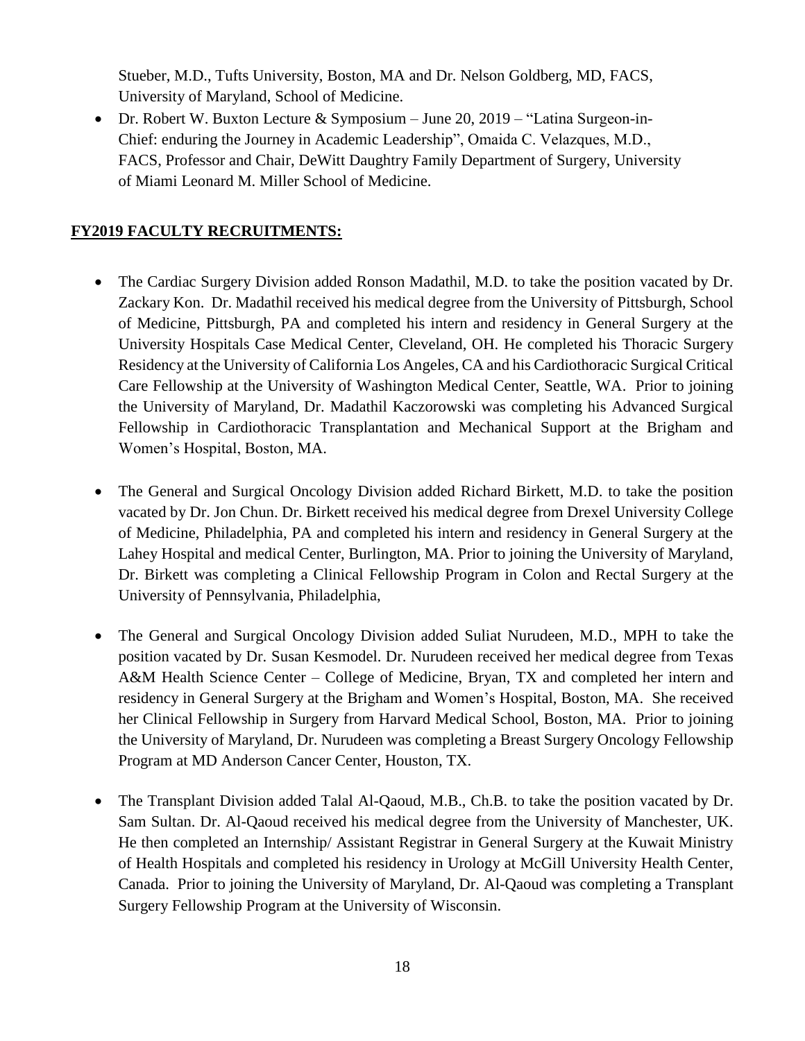Stueber, M.D., Tufts University, Boston, MA and Dr. Nelson Goldberg, MD, FACS, University of Maryland, School of Medicine.

- Dr. Robert W. Buxton Lecture & Symposium – June 20, 2019 – "Latina Surgeon-in-Chief: enduring the Journey in Academic Leadership", Omaida C. Velazques, M.D., FACS, Professor and Chair, DeWitt Daughtry Family Department of Surgery, University of Miami Leonard M. Miller School of Medicine.

**FY2019 FACULTY RECRUITMENTS:**

- The Cardiac Surgery Division added Ronson Madathil, M.D. to take the position vacated by Dr. Zackary Kon. Dr. Madathil received his medical degree from the University of Pittsburgh, School of Medicine, Pittsburgh, PA and completed his intern and residency in General Surgery at the University Hospitals Case Medical Center, Cleveland, OH. He completed his Thoracic Surgery Residency at the University of California Los Angeles, CA and his Cardiothoracic Surgical Critical Care Fellowship at the University of Washington Medical Center, Seattle, WA. Prior to joining the University of Maryland, Dr. Madathil Kaczorowski was completing his Advanced Surgical Fellowship in Cardiothoracic Transplantation and Mechanical Support at the Brigham and Women's Hospital, Boston, MA.

- The General and Surgical Oncology Division added Richard Birkett, M.D. to take the position vacated by Dr. Jon Chun. Dr. Birkett received his medical degree from Drexel University College of Medicine, Philadelphia, PA and completed his intern and residency in General Surgery at the Lahey Hospital and medical Center, Burlington, MA. Prior to joining the University of Maryland, Dr. Birkett was completing a Clinical Fellowship Program in Colon and Rectal Surgery at the University of Pennsylvania, Philadelphia,

- The General and Surgical Oncology Division added Suliat Nurudeen, M.D., MPH to take the position vacated by Dr. Susan Kesmodel. Dr. Nurudeen received her medical degree from Texas A&M Health Science Center – College of Medicine, Bryan, TX and completed her intern and residency in General Surgery at the Brigham and Women's Hospital, Boston, MA. She received her Clinical Fellowship in Surgery from Harvard Medical School, Boston, MA. Prior to joining the University of Maryland, Dr. Nurudeen was completing a Breast Surgery Oncology Fellowship Program at MD Anderson Cancer Center, Houston, TX.

- The Transplant Division added Talal Al-Qaoud, M.B., Ch.B. to take the position vacated by Dr. Sam Sultan. Dr. Al-Qaoud received his medical degree from the University of Manchester, UK. He then completed an Internship/ Assistant Registrar in General Surgery at the Kuwait Ministry of Health Hospitals and completed his residency in Urology at McGill University Health Center, Canada. Prior to joining the University of Maryland, Dr. Al-Qaoud was completing a Transplant Surgery Fellowship Program at the University of Wisconsin.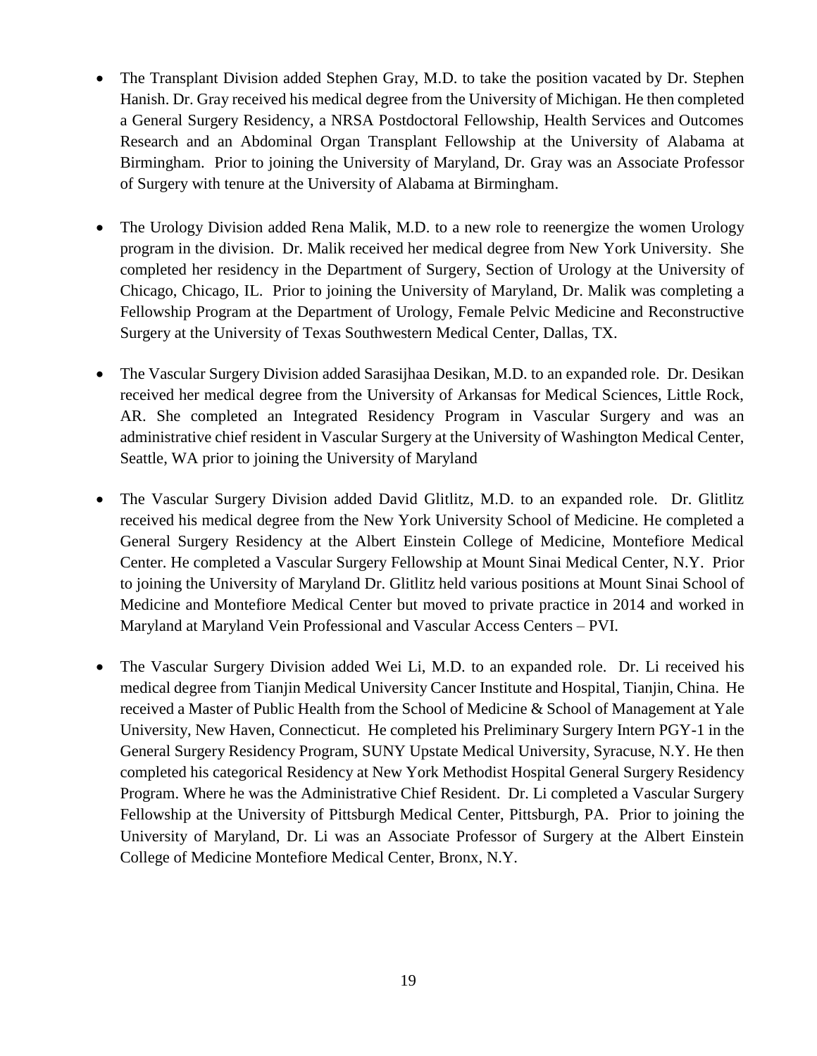- The Transplant Division added Stephen Gray, M.D. to take the position vacated by Dr. Stephen Hanish. Dr. Gray received his medical degree from the University of Michigan. He then completed a General Surgery Residency, a NRSA Postdoctoral Fellowship, Health Services and Outcomes Research and an Abdominal Organ Transplant Fellowship at the University of Alabama at Birmingham. Prior to joining the University of Maryland, Dr. Gray was an Associate Professor of Surgery with tenure at the University of Alabama at Birmingham.

- The Urology Division added Rena Malik, M.D. to a new role to reenergize the women Urology program in the division. Dr. Malik received her medical degree from New York University. She completed her residency in the Department of Surgery, Section of Urology at the University of Chicago, Chicago, IL. Prior to joining the University of Maryland, Dr. Malik was completing a Fellowship Program at the Department of Urology, Female Pelvic Medicine and Reconstructive Surgery at the University of Texas Southwestern Medical Center, Dallas, TX.

- The Vascular Surgery Division added Sarasijhaa Desikan, M.D. to an expanded role. Dr. Desikan received her medical degree from the University of Arkansas for Medical Sciences, Little Rock, AR. She completed an Integrated Residency Program in Vascular Surgery and was an administrative chief resident in Vascular Surgery at the University of Washington Medical Center, Seattle, WA prior to joining the University of Maryland

- The Vascular Surgery Division added David Glitlitz, M.D. to an expanded role. Dr. Glitlitz received his medical degree from the New York University School of Medicine. He completed a General Surgery Residency at the Albert Einstein College of Medicine, Montefiore Medical Center. He completed a Vascular Surgery Fellowship at Mount Sinai Medical Center, N.Y. Prior to joining the University of Maryland Dr. Glitlitz held various positions at Mount Sinai School of Medicine and Montefiore Medical Center but moved to private practice in 2014 and worked in Maryland at Maryland Vein Professional and Vascular Access Centers – PVI.

- The Vascular Surgery Division added Wei Li, M.D. to an expanded role. Dr. Li received his medical degree from Tianjin Medical University Cancer Institute and Hospital, Tianjin, China. He received a Master of Public Health from the School of Medicine & School of Management at Yale University, New Haven, Connecticut. He completed his Preliminary Surgery Intern PGY-1 in the General Surgery Residency Program, SUNY Upstate Medical University, Syracuse, N.Y. He then completed his categorical Residency at New York Methodist Hospital General Surgery Residency Program. Where he was the Administrative Chief Resident. Dr. Li completed a Vascular Surgery Fellowship at the University of Pittsburgh Medical Center, Pittsburgh, PA. Prior to joining the University of Maryland, Dr. Li was an Associate Professor of Surgery at the Albert Einstein College of Medicine Montefiore Medical Center, Bronx, N.Y.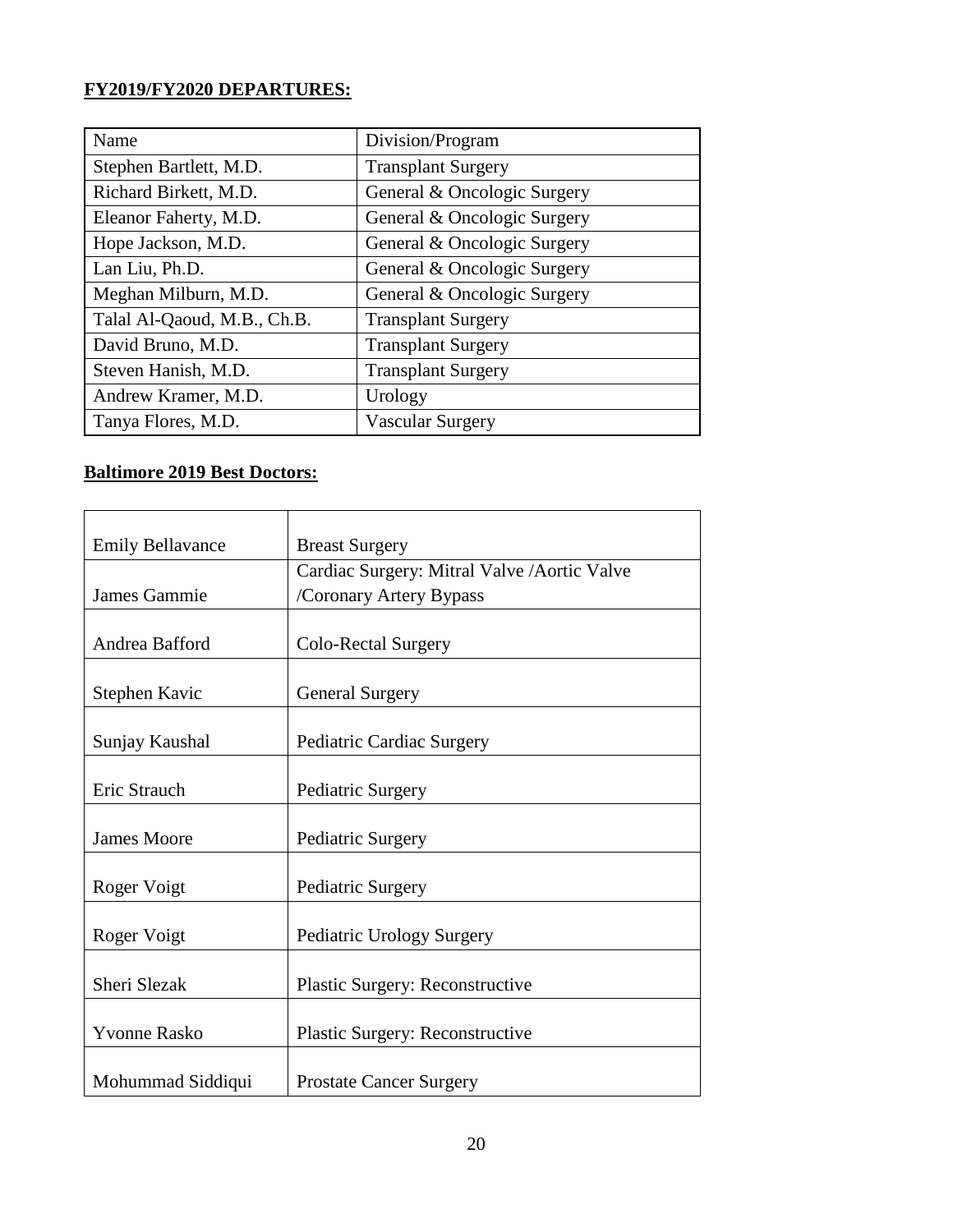**FY2019/FY2020 DEPARTURES:**

| Name | Division/Program |
|---|---|
| Stephen Bartlett, M.D. | Transplant Surgery |
| Richard Birkett, M.D. | General & Oncologic Surgery |
| Eleanor Faherty, M.D. | General & Oncologic Surgery |
| Hope Jackson, M.D. | General & Oncologic Surgery |
| Lan Liu, Ph.D. | General & Oncologic Surgery |
| Meghan Milburn, M.D. | General & Oncologic Surgery |
| Talal Al-Qaoud, M.B., Ch.B. | Transplant Surgery |
| David Bruno, M.D. | Transplant Surgery |
| Steven Hanish, M.D. | Transplant Surgery |
| Andrew Kramer, M.D. | Urology |
| Tanya Flores, M.D. | Vascular Surgery |

**Baltimore 2019 Best Doctors:**

| | |
|---|---|
| Emily Bellavance | Breast Surgery |
| James Gammie | Cardiac Surgery: Mitral Valve /Aortic Valve /Coronary Artery Bypass |
| Andrea Bafford | Colo-Rectal Surgery |
| Stephen Kavic | General Surgery |
| Sunjay Kaushal | Pediatric Cardiac Surgery |
| Eric Strauch | Pediatric Surgery |
| James Moore | Pediatric Surgery |
| Roger Voigt | Pediatric Surgery |
| Roger Voigt | Pediatric Urology Surgery |
| Sheri Slezak | Plastic Surgery: Reconstructive |
| Yvonne Rasko | Plastic Surgery: Reconstructive |
| Mohummad Siddiqui | Prostate Cancer Surgery |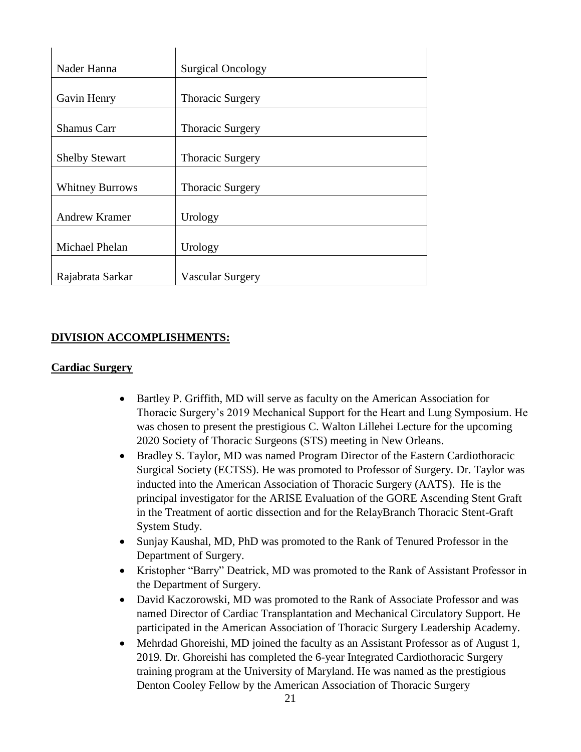| | |
|---|---|
| Nader Hanna | Surgical Oncology |
| Gavin Henry | Thoracic Surgery |
| Shamus Carr | Thoracic Surgery |
| Shelby Stewart | Thoracic Surgery |
| Whitney Burrows | Thoracic Surgery |
| Andrew Kramer | Urology |
| Michael Phelan | Urology |
| Rajabrata Sarkar | Vascular Surgery |

## DIVISION ACCOMPLISHMENTS:

### Cardiac Surgery

- Bartley P. Griffith, MD will serve as faculty on the American Association for Thoracic Surgery's 2019 Mechanical Support for the Heart and Lung Symposium. He was chosen to present the prestigious C. Walton Lillehei Lecture for the upcoming 2020 Society of Thoracic Surgeons (STS) meeting in New Orleans.
- Bradley S. Taylor, MD was named Program Director of the Eastern Cardiothoracic Surgical Society (ECTSS). He was promoted to Professor of Surgery. Dr. Taylor was inducted into the American Association of Thoracic Surgery (AATS). He is the principal investigator for the ARISE Evaluation of the GORE Ascending Stent Graft in the Treatment of aortic dissection and for the RelayBranch Thoracic Stent-Graft System Study.
- Sunjay Kaushal, MD, PhD was promoted to the Rank of Tenured Professor in the Department of Surgery.
- Kristopher "Barry" Deatrick, MD was promoted to the Rank of Assistant Professor in the Department of Surgery.
- David Kaczorowski, MD was promoted to the Rank of Associate Professor and was named Director of Cardiac Transplantation and Mechanical Circulatory Support. He participated in the American Association of Thoracic Surgery Leadership Academy.
- Mehrdad Ghoreishi, MD joined the faculty as an Assistant Professor as of August 1, 2019. Dr. Ghoreishi has completed the 6-year Integrated Cardiothoracic Surgery training program at the University of Maryland. He was named as the prestigious Denton Cooley Fellow by the American Association of Thoracic Surgery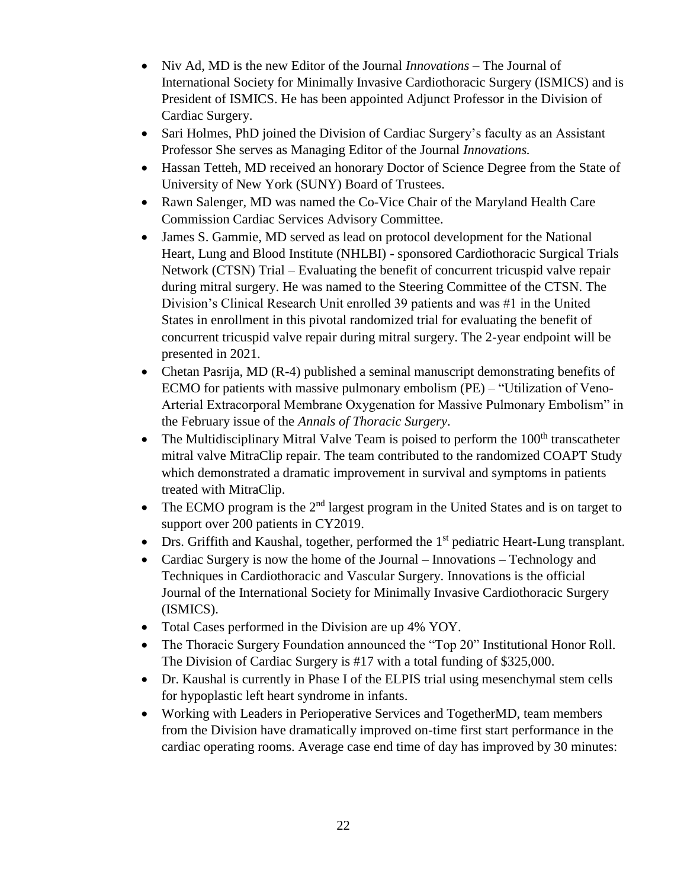- Niv Ad, MD is the new Editor of the Journal *Innovations* – The Journal of International Society for Minimally Invasive Cardiothoracic Surgery (ISMICS) and is President of ISMICS. He has been appointed Adjunct Professor in the Division of Cardiac Surgery.
- Sari Holmes, PhD joined the Division of Cardiac Surgery's faculty as an Assistant Professor She serves as Managing Editor of the Journal *Innovations.*
- Hassan Tetteh, MD received an honorary Doctor of Science Degree from the State of University of New York (SUNY) Board of Trustees.
- Rawn Salenger, MD was named the Co-Vice Chair of the Maryland Health Care Commission Cardiac Services Advisory Committee.
- James S. Gammie, MD served as lead on protocol development for the National Heart, Lung and Blood Institute (NHLBI) - sponsored Cardiothoracic Surgical Trials Network (CTSN) Trial – Evaluating the benefit of concurrent tricuspid valve repair during mitral surgery. He was named to the Steering Committee of the CTSN. The Division's Clinical Research Unit enrolled 39 patients and was #1 in the United States in enrollment in this pivotal randomized trial for evaluating the benefit of concurrent tricuspid valve repair during mitral surgery. The 2-year endpoint will be presented in 2021.
- Chetan Pasrija, MD (R-4) published a seminal manuscript demonstrating benefits of ECMO for patients with massive pulmonary embolism (PE) – "Utilization of Veno-Arterial Extracorporal Membrane Oxygenation for Massive Pulmonary Embolism" in the February issue of the *Annals of Thoracic Surgery*.
- The Multidisciplinary Mitral Valve Team is poised to perform the 100th transcatheter mitral valve MitraClip repair. The team contributed to the randomized COAPT Study which demonstrated a dramatic improvement in survival and symptoms in patients treated with MitraClip.
- The ECMO program is the 2nd largest program in the United States and is on target to support over 200 patients in CY2019.
- Drs. Griffith and Kaushal, together, performed the 1st pediatric Heart-Lung transplant.
- Cardiac Surgery is now the home of the Journal – Innovations – Technology and Techniques in Cardiothoracic and Vascular Surgery. Innovations is the official Journal of the International Society for Minimally Invasive Cardiothoracic Surgery (ISMICS).
- Total Cases performed in the Division are up 4% YOY.
- The Thoracic Surgery Foundation announced the "Top 20" Institutional Honor Roll. The Division of Cardiac Surgery is #17 with a total funding of $325,000.
- Dr. Kaushal is currently in Phase I of the ELPIS trial using mesenchymal stem cells for hypoplastic left heart syndrome in infants.
- Working with Leaders in Perioperative Services and TogetherMD, team members from the Division have dramatically improved on-time first start performance in the cardiac operating rooms. Average case end time of day has improved by 30 minutes: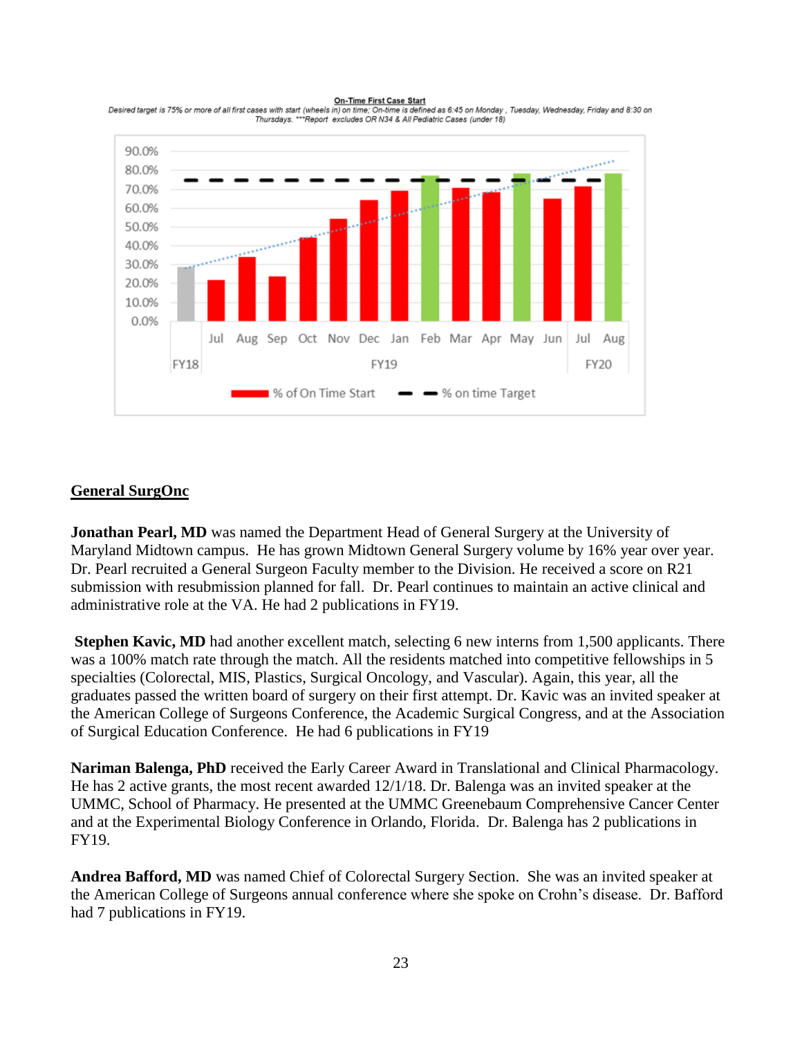**On-Time First Case Start**

Desired target is 75% or more of all first cases with start (wheels in) on time; On-time is defined as 6:45 on Monday , Tuesday, Wednesday, Friday and 8:30 on Thursdays. ***Report excludes OR N34 & All Pediatric Cases (under 18)

## General SurgOnc

**Jonathan Pearl, MD** was named the Department Head of General Surgery at the University of Maryland Midtown campus. He has grown Midtown General Surgery volume by 16% year over year. Dr. Pearl recruited a General Surgeon Faculty member to the Division. He received a score on R21 submission with resubmission planned for fall. Dr. Pearl continues to maintain an active clinical and administrative role at the VA. He had 2 publications in FY19.

**Stephen Kavic, MD** had another excellent match, selecting 6 new interns from 1,500 applicants. There was a 100% match rate through the match. All the residents matched into competitive fellowships in 5 specialties (Colorectal, MIS, Plastics, Surgical Oncology, and Vascular). Again, this year, all the graduates passed the written board of surgery on their first attempt. Dr. Kavic was an invited speaker at the American College of Surgeons Conference, the Academic Surgical Congress, and at the Association of Surgical Education Conference. He had 6 publications in FY19

**Nariman Balenga, PhD** received the Early Career Award in Translational and Clinical Pharmacology. He has 2 active grants, the most recent awarded 12/1/18. Dr. Balenga was an invited speaker at the UMMC, School of Pharmacy. He presented at the UMMC Greenebaum Comprehensive Cancer Center and at the Experimental Biology Conference in Orlando, Florida. Dr. Balenga has 2 publications in FY19.

**Andrea Bafford, MD** was named Chief of Colorectal Surgery Section. She was an invited speaker at the American College of Surgeons annual conference where she spoke on Crohn's disease. Dr. Bafford had 7 publications in FY19.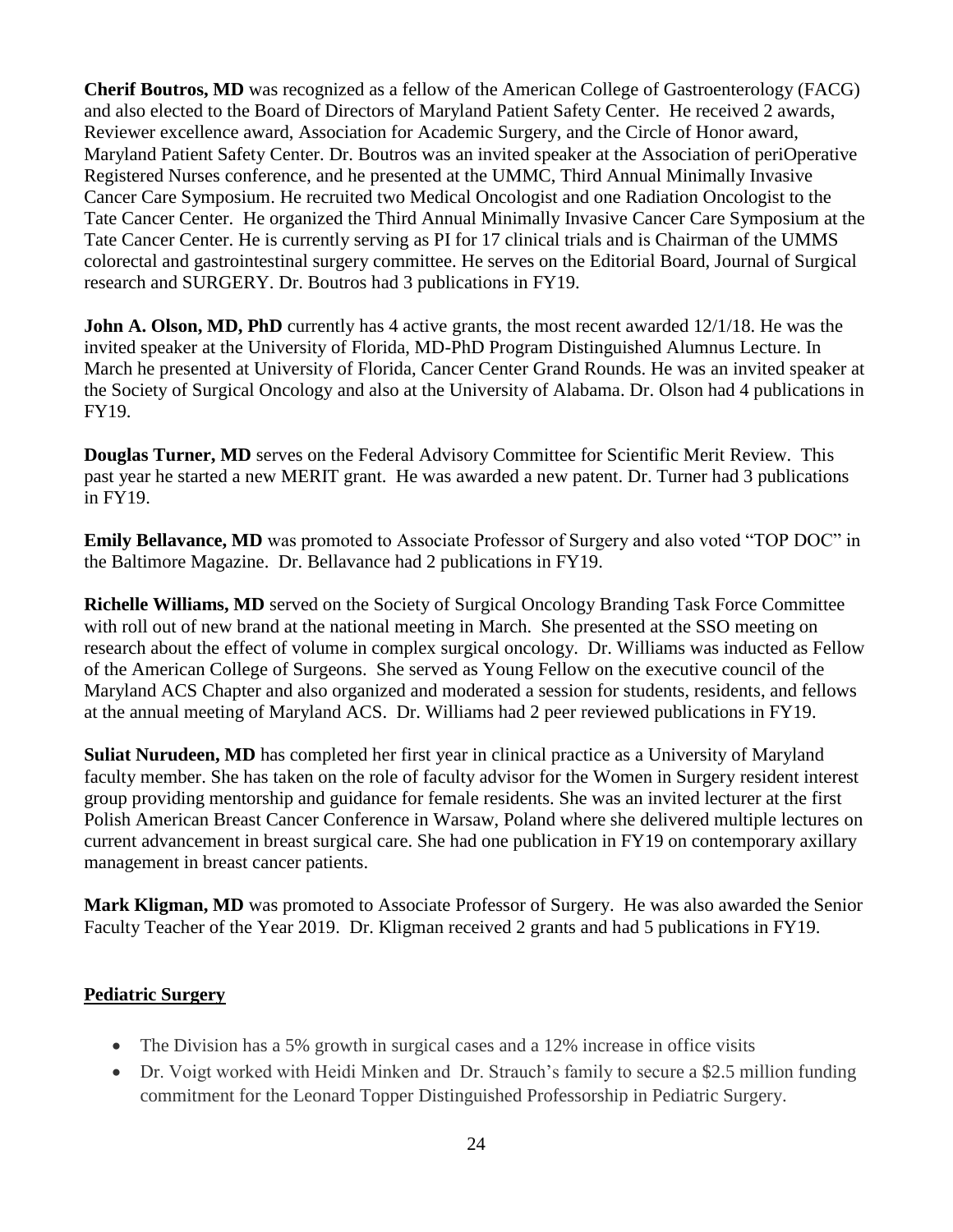**Cherif Boutros, MD** was recognized as a fellow of the American College of Gastroenterology (FACG) and also elected to the Board of Directors of Maryland Patient Safety Center. He received 2 awards, Reviewer excellence award, Association for Academic Surgery, and the Circle of Honor award, Maryland Patient Safety Center. Dr. Boutros was an invited speaker at the Association of periOperative Registered Nurses conference, and he presented at the UMMC, Third Annual Minimally Invasive Cancer Care Symposium. He recruited two Medical Oncologist and one Radiation Oncologist to the Tate Cancer Center. He organized the Third Annual Minimally Invasive Cancer Care Symposium at the Tate Cancer Center. He is currently serving as PI for 17 clinical trials and is Chairman of the UMMS colorectal and gastrointestinal surgery committee. He serves on the Editorial Board, Journal of Surgical research and SURGERY. Dr. Boutros had 3 publications in FY19.

**John A. Olson, MD, PhD** currently has 4 active grants, the most recent awarded 12/1/18. He was the invited speaker at the University of Florida, MD-PhD Program Distinguished Alumnus Lecture. In March he presented at University of Florida, Cancer Center Grand Rounds. He was an invited speaker at the Society of Surgical Oncology and also at the University of Alabama. Dr. Olson had 4 publications in FY19.

**Douglas Turner, MD** serves on the Federal Advisory Committee for Scientific Merit Review. This past year he started a new MERIT grant. He was awarded a new patent. Dr. Turner had 3 publications in FY19.

**Emily Bellavance, MD** was promoted to Associate Professor of Surgery and also voted "TOP DOC" in the Baltimore Magazine. Dr. Bellavance had 2 publications in FY19.

**Richelle Williams, MD** served on the Society of Surgical Oncology Branding Task Force Committee with roll out of new brand at the national meeting in March. She presented at the SSO meeting on research about the effect of volume in complex surgical oncology. Dr. Williams was inducted as Fellow of the American College of Surgeons. She served as Young Fellow on the executive council of the Maryland ACS Chapter and also organized and moderated a session for students, residents, and fellows at the annual meeting of Maryland ACS. Dr. Williams had 2 peer reviewed publications in FY19.

**Suliat Nurudeen, MD** has completed her first year in clinical practice as a University of Maryland faculty member. She has taken on the role of faculty advisor for the Women in Surgery resident interest group providing mentorship and guidance for female residents. She was an invited lecturer at the first Polish American Breast Cancer Conference in Warsaw, Poland where she delivered multiple lectures on current advancement in breast surgical care. She had one publication in FY19 on contemporary axillary management in breast cancer patients.

**Mark Kligman, MD** was promoted to Associate Professor of Surgery. He was also awarded the Senior Faculty Teacher of the Year 2019. Dr. Kligman received 2 grants and had 5 publications in FY19.

## Pediatric Surgery

- The Division has a 5% growth in surgical cases and a 12% increase in office visits
- Dr. Voigt worked with Heidi Minken and Dr. Strauch's family to secure a $2.5 million funding commitment for the Leonard Topper Distinguished Professorship in Pediatric Surgery.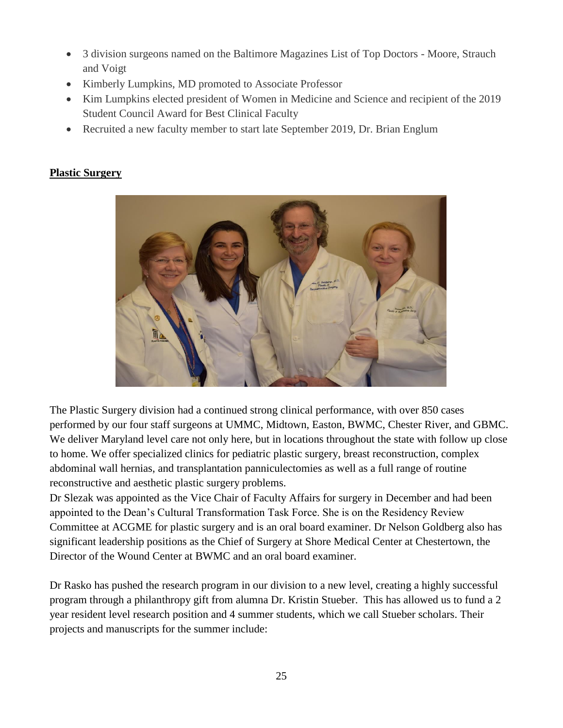- 3 division surgeons named on the Baltimore Magazines List of Top Doctors - Moore, Strauch and Voigt
- Kimberly Lumpkins, MD promoted to Associate Professor
- Kim Lumpkins elected president of Women in Medicine and Science and recipient of the 2019 Student Council Award for Best Clinical Faculty
- Recruited a new faculty member to start late September 2019, Dr. Brian Englum

**Plastic Surgery**

The Plastic Surgery division had a continued strong clinical performance, with over 850 cases performed by our four staff surgeons at UMMC, Midtown, Easton, BWMC, Chester River, and GBMC. We deliver Maryland level care not only here, but in locations throughout the state with follow up close to home. We offer specialized clinics for pediatric plastic surgery, breast reconstruction, complex abdominal wall hernias, and transplantation panniculectomies as well as a full range of routine reconstructive and aesthetic plastic surgery problems.
Dr Slezak was appointed as the Vice Chair of Faculty Affairs for surgery in December and had been appointed to the Dean's Cultural Transformation Task Force. She is on the Residency Review Committee at ACGME for plastic surgery and is an oral board examiner. Dr Nelson Goldberg also has significant leadership positions as the Chief of Surgery at Shore Medical Center at Chestertown, the Director of the Wound Center at BWMC and an oral board examiner.

Dr Rasko has pushed the research program in our division to a new level, creating a highly successful program through a philanthropy gift from alumna Dr. Kristin Stueber. This has allowed us to fund a 2 year resident level research position and 4 summer students, which we call Stueber scholars. Their projects and manuscripts for the summer include: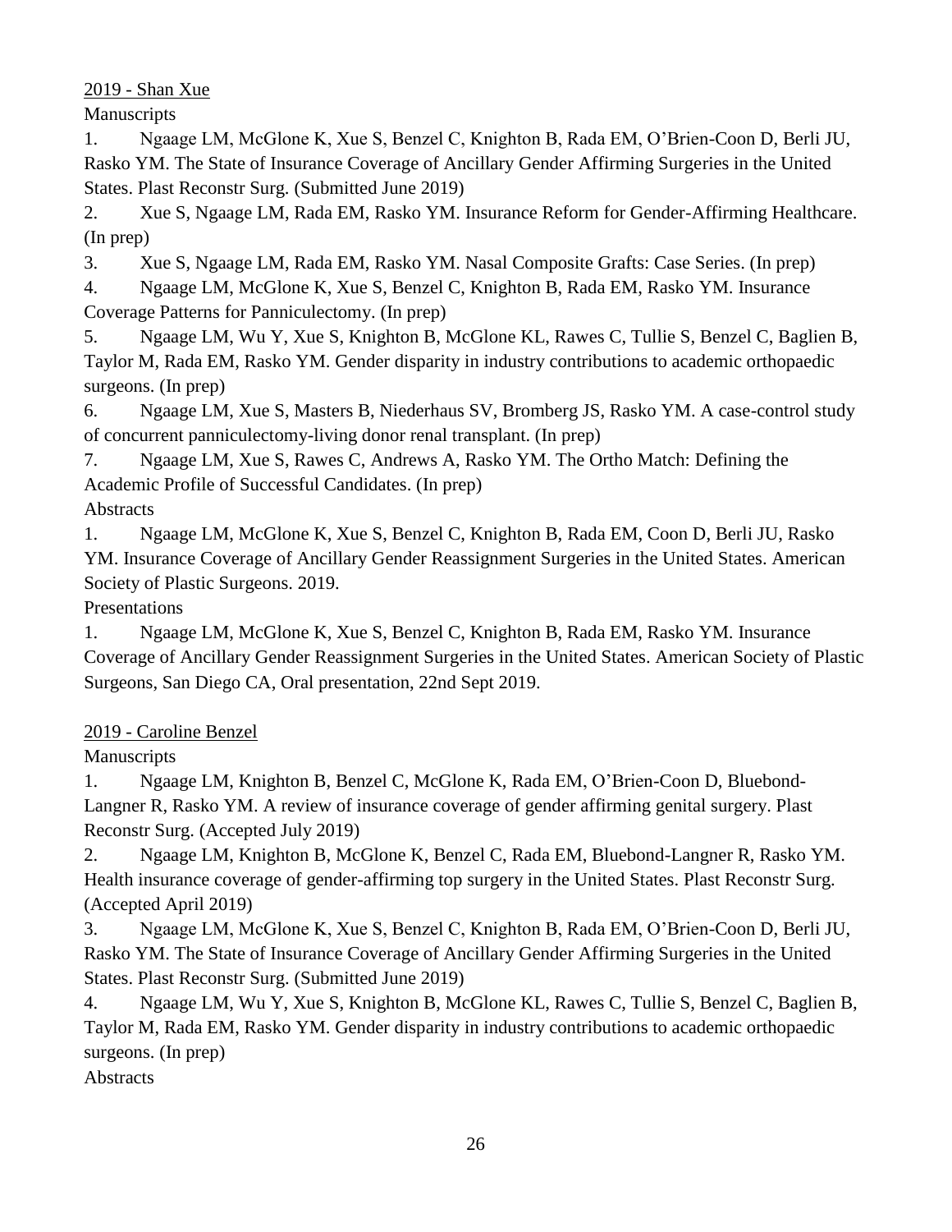<u>2019 - Shan Xue</u>

Manuscripts

1. Ngaage LM, McGlone K, Xue S, Benzel C, Knighton B, Rada EM, O'Brien-Coon D, Berli JU, Rasko YM. The State of Insurance Coverage of Ancillary Gender Affirming Surgeries in the United States. Plast Reconstr Surg. (Submitted June 2019)
2. Xue S, Ngaage LM, Rada EM, Rasko YM. Insurance Reform for Gender-Affirming Healthcare. (In prep)
3. Xue S, Ngaage LM, Rada EM, Rasko YM. Nasal Composite Grafts: Case Series. (In prep)
4. Ngaage LM, McGlone K, Xue S, Benzel C, Knighton B, Rada EM, Rasko YM. Insurance Coverage Patterns for Panniculectomy. (In prep)
5. Ngaage LM, Wu Y, Xue S, Knighton B, McGlone KL, Rawes C, Tullie S, Benzel C, Baglien B, Taylor M, Rada EM, Rasko YM. Gender disparity in industry contributions to academic orthopaedic surgeons. (In prep)
6. Ngaage LM, Xue S, Masters B, Niederhaus SV, Bromberg JS, Rasko YM. A case-control study of concurrent panniculectomy-living donor renal transplant. (In prep)
7. Ngaage LM, Xue S, Rawes C, Andrews A, Rasko YM. The Ortho Match: Defining the Academic Profile of Successful Candidates. (In prep)

Abstracts

1. Ngaage LM, McGlone K, Xue S, Benzel C, Knighton B, Rada EM, Coon D, Berli JU, Rasko YM. Insurance Coverage of Ancillary Gender Reassignment Surgeries in the United States. American Society of Plastic Surgeons. 2019.

Presentations

1. Ngaage LM, McGlone K, Xue S, Benzel C, Knighton B, Rada EM, Rasko YM. Insurance Coverage of Ancillary Gender Reassignment Surgeries in the United States. American Society of Plastic Surgeons, San Diego CA, Oral presentation, 22nd Sept 2019.

<u>2019 - Caroline Benzel</u>

Manuscripts

1. Ngaage LM, Knighton B, Benzel C, McGlone K, Rada EM, O'Brien-Coon D, Bluebond-Langner R, Rasko YM. A review of insurance coverage of gender affirming genital surgery. Plast Reconstr Surg. (Accepted July 2019)
2. Ngaage LM, Knighton B, McGlone K, Benzel C, Rada EM, Bluebond-Langner R, Rasko YM. Health insurance coverage of gender-affirming top surgery in the United States. Plast Reconstr Surg. (Accepted April 2019)
3. Ngaage LM, McGlone K, Xue S, Benzel C, Knighton B, Rada EM, O'Brien-Coon D, Berli JU, Rasko YM. The State of Insurance Coverage of Ancillary Gender Affirming Surgeries in the United States. Plast Reconstr Surg. (Submitted June 2019)
4. Ngaage LM, Wu Y, Xue S, Knighton B, McGlone KL, Rawes C, Tullie S, Benzel C, Baglien B, Taylor M, Rada EM, Rasko YM. Gender disparity in industry contributions to academic orthopaedic surgeons. (In prep)

Abstracts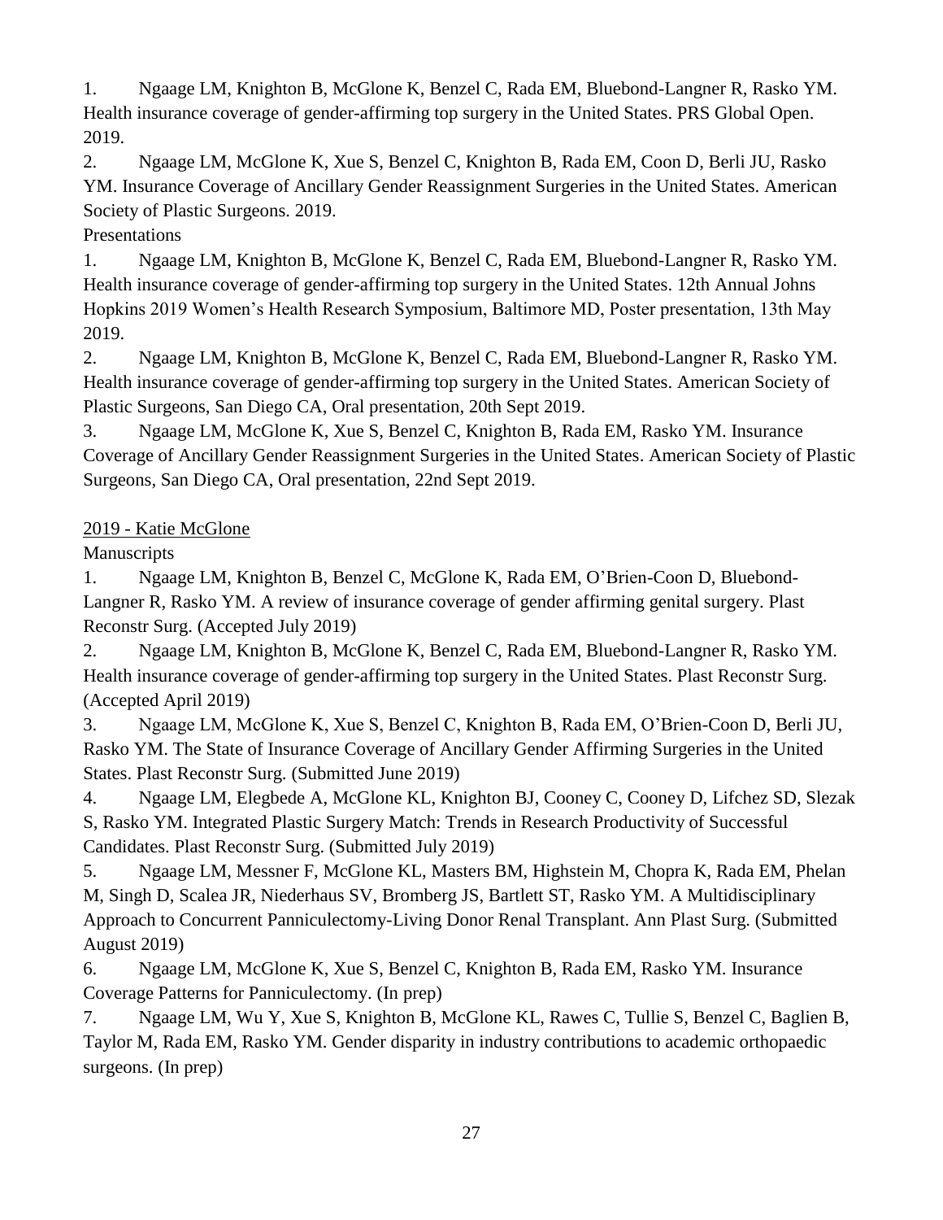1. Ngaage LM, Knighton B, McGlone K, Benzel C, Rada EM, Bluebond-Langner R, Rasko YM. Health insurance coverage of gender-affirming top surgery in the United States. PRS Global Open. 2019.
2. Ngaage LM, McGlone K, Xue S, Benzel C, Knighton B, Rada EM, Coon D, Berli JU, Rasko YM. Insurance Coverage of Ancillary Gender Reassignment Surgeries in the United States. American Society of Plastic Surgeons. 2019.

Presentations

1. Ngaage LM, Knighton B, McGlone K, Benzel C, Rada EM, Bluebond-Langner R, Rasko YM. Health insurance coverage of gender-affirming top surgery in the United States. 12th Annual Johns Hopkins 2019 Women's Health Research Symposium, Baltimore MD, Poster presentation, 13th May 2019.
2. Ngaage LM, Knighton B, McGlone K, Benzel C, Rada EM, Bluebond-Langner R, Rasko YM. Health insurance coverage of gender-affirming top surgery in the United States. American Society of Plastic Surgeons, San Diego CA, Oral presentation, 20th Sept 2019.
3. Ngaage LM, McGlone K, Xue S, Benzel C, Knighton B, Rada EM, Rasko YM. Insurance Coverage of Ancillary Gender Reassignment Surgeries in the United States. American Society of Plastic Surgeons, San Diego CA, Oral presentation, 22nd Sept 2019.

<u>2019 - Katie McGlone</u>

Manuscripts

1. Ngaage LM, Knighton B, Benzel C, McGlone K, Rada EM, O'Brien-Coon D, Bluebond-Langner R, Rasko YM. A review of insurance coverage of gender affirming genital surgery. Plast Reconstr Surg. (Accepted July 2019)
2. Ngaage LM, Knighton B, McGlone K, Benzel C, Rada EM, Bluebond-Langner R, Rasko YM. Health insurance coverage of gender-affirming top surgery in the United States. Plast Reconstr Surg. (Accepted April 2019)
3. Ngaage LM, McGlone K, Xue S, Benzel C, Knighton B, Rada EM, O'Brien-Coon D, Berli JU, Rasko YM. The State of Insurance Coverage of Ancillary Gender Affirming Surgeries in the United States. Plast Reconstr Surg. (Submitted June 2019)
4. Ngaage LM, Elegbede A, McGlone KL, Knighton BJ, Cooney C, Cooney D, Lifchez SD, Slezak S, Rasko YM. Integrated Plastic Surgery Match: Trends in Research Productivity of Successful Candidates. Plast Reconstr Surg. (Submitted July 2019)
5. Ngaage LM, Messner F, McGlone KL, Masters BM, Highstein M, Chopra K, Rada EM, Phelan M, Singh D, Scalea JR, Niederhaus SV, Bromberg JS, Bartlett ST, Rasko YM. A Multidisciplinary Approach to Concurrent Panniculectomy-Living Donor Renal Transplant. Ann Plast Surg. (Submitted August 2019)
6. Ngaage LM, McGlone K, Xue S, Benzel C, Knighton B, Rada EM, Rasko YM. Insurance Coverage Patterns for Panniculectomy. (In prep)
7. Ngaage LM, Wu Y, Xue S, Knighton B, McGlone KL, Rawes C, Tullie S, Benzel C, Baglien B, Taylor M, Rada EM, Rasko YM. Gender disparity in industry contributions to academic orthopaedic surgeons. (In prep)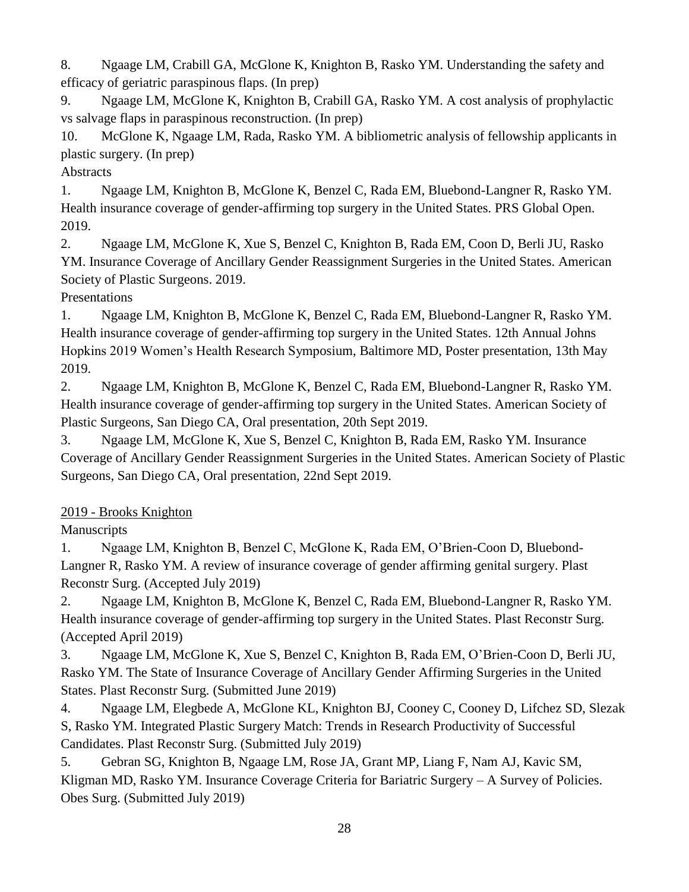8. Ngaage LM, Crabill GA, McGlone K, Knighton B, Rasko YM. Understanding the safety and efficacy of geriatric paraspinous flaps. (In prep)
9. Ngaage LM, McGlone K, Knighton B, Crabill GA, Rasko YM. A cost analysis of prophylactic vs salvage flaps in paraspinous reconstruction. (In prep)
10. McGlone K, Ngaage LM, Rada, Rasko YM. A bibliometric analysis of fellowship applicants in plastic surgery. (In prep)

Abstracts

1. Ngaage LM, Knighton B, McGlone K, Benzel C, Rada EM, Bluebond-Langner R, Rasko YM. Health insurance coverage of gender-affirming top surgery in the United States. PRS Global Open. 2019.
2. Ngaage LM, McGlone K, Xue S, Benzel C, Knighton B, Rada EM, Coon D, Berli JU, Rasko YM. Insurance Coverage of Ancillary Gender Reassignment Surgeries in the United States. American Society of Plastic Surgeons. 2019.

Presentations

1. Ngaage LM, Knighton B, McGlone K, Benzel C, Rada EM, Bluebond-Langner R, Rasko YM. Health insurance coverage of gender-affirming top surgery in the United States. 12th Annual Johns Hopkins 2019 Women's Health Research Symposium, Baltimore MD, Poster presentation, 13th May 2019.
2. Ngaage LM, Knighton B, McGlone K, Benzel C, Rada EM, Bluebond-Langner R, Rasko YM. Health insurance coverage of gender-affirming top surgery in the United States. American Society of Plastic Surgeons, San Diego CA, Oral presentation, 20th Sept 2019.
3. Ngaage LM, McGlone K, Xue S, Benzel C, Knighton B, Rada EM, Rasko YM. Insurance Coverage of Ancillary Gender Reassignment Surgeries in the United States. American Society of Plastic Surgeons, San Diego CA, Oral presentation, 22nd Sept 2019.

<u>2019 - Brooks Knighton</u>

Manuscripts

1. Ngaage LM, Knighton B, Benzel C, McGlone K, Rada EM, O'Brien-Coon D, Bluebond-Langner R, Rasko YM. A review of insurance coverage of gender affirming genital surgery. Plast Reconstr Surg. (Accepted July 2019)
2. Ngaage LM, Knighton B, McGlone K, Benzel C, Rada EM, Bluebond-Langner R, Rasko YM. Health insurance coverage of gender-affirming top surgery in the United States. Plast Reconstr Surg. (Accepted April 2019)
3. Ngaage LM, McGlone K, Xue S, Benzel C, Knighton B, Rada EM, O'Brien-Coon D, Berli JU, Rasko YM. The State of Insurance Coverage of Ancillary Gender Affirming Surgeries in the United States. Plast Reconstr Surg. (Submitted June 2019)
4. Ngaage LM, Elegbede A, McGlone KL, Knighton BJ, Cooney C, Cooney D, Lifchez SD, Slezak S, Rasko YM. Integrated Plastic Surgery Match: Trends in Research Productivity of Successful Candidates. Plast Reconstr Surg. (Submitted July 2019)
5. Gebran SG, Knighton B, Ngaage LM, Rose JA, Grant MP, Liang F, Nam AJ, Kavic SM, Kligman MD, Rasko YM. Insurance Coverage Criteria for Bariatric Surgery – A Survey of Policies. Obes Surg. (Submitted July 2019)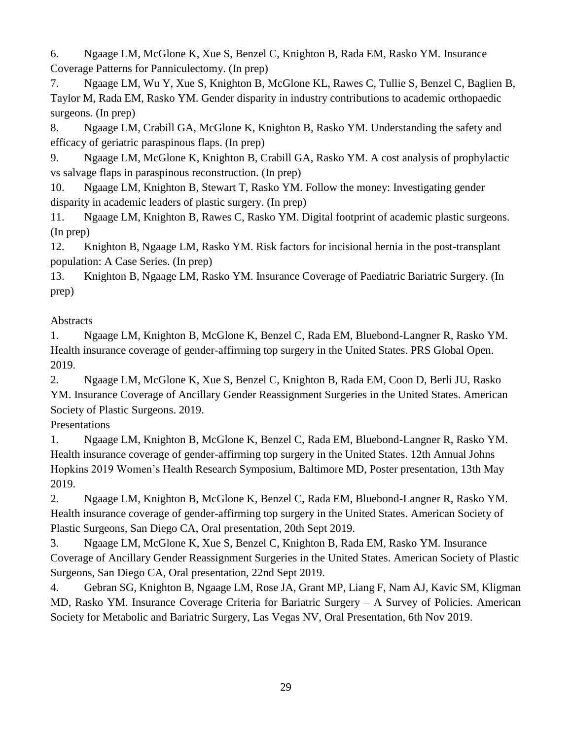6. Ngaage LM, McGlone K, Xue S, Benzel C, Knighton B, Rada EM, Rasko YM. Insurance Coverage Patterns for Panniculectomy. (In prep)
7. Ngaage LM, Wu Y, Xue S, Knighton B, McGlone KL, Rawes C, Tullie S, Benzel C, Baglien B, Taylor M, Rada EM, Rasko YM. Gender disparity in industry contributions to academic orthopaedic surgeons. (In prep)
8. Ngaage LM, Crabill GA, McGlone K, Knighton B, Rasko YM. Understanding the safety and efficacy of geriatric paraspinous flaps. (In prep)
9. Ngaage LM, McGlone K, Knighton B, Crabill GA, Rasko YM. A cost analysis of prophylactic vs salvage flaps in paraspinous reconstruction. (In prep)
10. Ngaage LM, Knighton B, Stewart T, Rasko YM. Follow the money: Investigating gender disparity in academic leaders of plastic surgery. (In prep)
11. Ngaage LM, Knighton B, Rawes C, Rasko YM. Digital footprint of academic plastic surgeons. (In prep)
12. Knighton B, Ngaage LM, Rasko YM. Risk factors for incisional hernia in the post-transplant population: A Case Series. (In prep)
13. Knighton B, Ngaage LM, Rasko YM. Insurance Coverage of Paediatric Bariatric Surgery. (In prep)

Abstracts

1. Ngaage LM, Knighton B, McGlone K, Benzel C, Rada EM, Bluebond-Langner R, Rasko YM. Health insurance coverage of gender-affirming top surgery in the United States. PRS Global Open. 2019.
2. Ngaage LM, McGlone K, Xue S, Benzel C, Knighton B, Rada EM, Coon D, Berli JU, Rasko YM. Insurance Coverage of Ancillary Gender Reassignment Surgeries in the United States. American Society of Plastic Surgeons. 2019.

Presentations

1. Ngaage LM, Knighton B, McGlone K, Benzel C, Rada EM, Bluebond-Langner R, Rasko YM. Health insurance coverage of gender-affirming top surgery in the United States. 12th Annual Johns Hopkins 2019 Women's Health Research Symposium, Baltimore MD, Poster presentation, 13th May 2019.
2. Ngaage LM, Knighton B, McGlone K, Benzel C, Rada EM, Bluebond-Langner R, Rasko YM. Health insurance coverage of gender-affirming top surgery in the United States. American Society of Plastic Surgeons, San Diego CA, Oral presentation, 20th Sept 2019.
3. Ngaage LM, McGlone K, Xue S, Benzel C, Knighton B, Rada EM, Rasko YM. Insurance Coverage of Ancillary Gender Reassignment Surgeries in the United States. American Society of Plastic Surgeons, San Diego CA, Oral presentation, 22nd Sept 2019.
4. Gebran SG, Knighton B, Ngaage LM, Rose JA, Grant MP, Liang F, Nam AJ, Kavic SM, Kligman MD, Rasko YM. Insurance Coverage Criteria for Bariatric Surgery – A Survey of Policies. American Society for Metabolic and Bariatric Surgery, Las Vegas NV, Oral Presentation, 6th Nov 2019.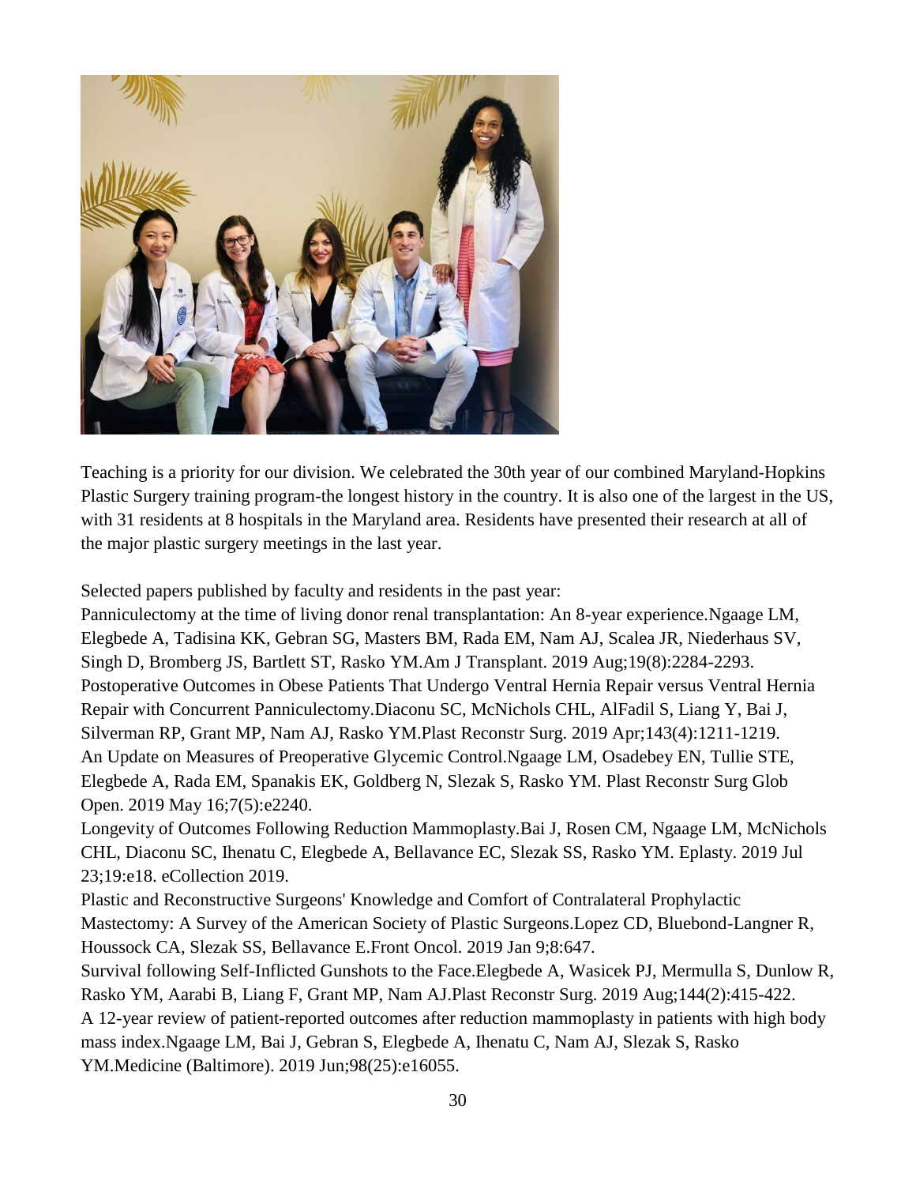Teaching is a priority for our division. We celebrated the 30th year of our combined Maryland-Hopkins Plastic Surgery training program-the longest history in the country. It is also one of the largest in the US, with 31 residents at 8 hospitals in the Maryland area. Residents have presented their research at all of the major plastic surgery meetings in the last year.

Selected papers published by faculty and residents in the past year:

Panniculectomy at the time of living donor renal transplantation: An 8-year experience.Ngaage LM, Elegbede A, Tadisina KK, Gebran SG, Masters BM, Rada EM, Nam AJ, Scalea JR, Niederhaus SV, Singh D, Bromberg JS, Bartlett ST, Rasko YM.Am J Transplant. 2019 Aug;19(8):2284-2293.

Postoperative Outcomes in Obese Patients That Undergo Ventral Hernia Repair versus Ventral Hernia Repair with Concurrent Panniculectomy.Diaconu SC, McNichols CHL, AlFadil S, Liang Y, Bai J, Silverman RP, Grant MP, Nam AJ, Rasko YM.Plast Reconstr Surg. 2019 Apr;143(4):1211-1219.

An Update on Measures of Preoperative Glycemic Control.Ngaage LM, Osadebey EN, Tullie STE, Elegbede A, Rada EM, Spanakis EK, Goldberg N, Slezak S, Rasko YM. Plast Reconstr Surg Glob Open. 2019 May 16;7(5):e2240.

Longevity of Outcomes Following Reduction Mammoplasty.Bai J, Rosen CM, Ngaage LM, McNichols CHL, Diaconu SC, Ihenatu C, Elegbede A, Bellavance EC, Slezak SS, Rasko YM. Eplasty. 2019 Jul 23;19:e18. eCollection 2019.

Plastic and Reconstructive Surgeons' Knowledge and Comfort of Contralateral Prophylactic Mastectomy: A Survey of the American Society of Plastic Surgeons.Lopez CD, Bluebond-Langner R, Houssock CA, Slezak SS, Bellavance E.Front Oncol. 2019 Jan 9;8:647.

Survival following Self-Inflicted Gunshots to the Face.Elegbede A, Wasicek PJ, Mermulla S, Dunlow R, Rasko YM, Aarabi B, Liang F, Grant MP, Nam AJ.Plast Reconstr Surg. 2019 Aug;144(2):415-422.

A 12-year review of patient-reported outcomes after reduction mammoplasty in patients with high body mass index.Ngaage LM, Bai J, Gebran S, Elegbede A, Ihenatu C, Nam AJ, Slezak S, Rasko YM.Medicine (Baltimore). 2019 Jun;98(25):e16055.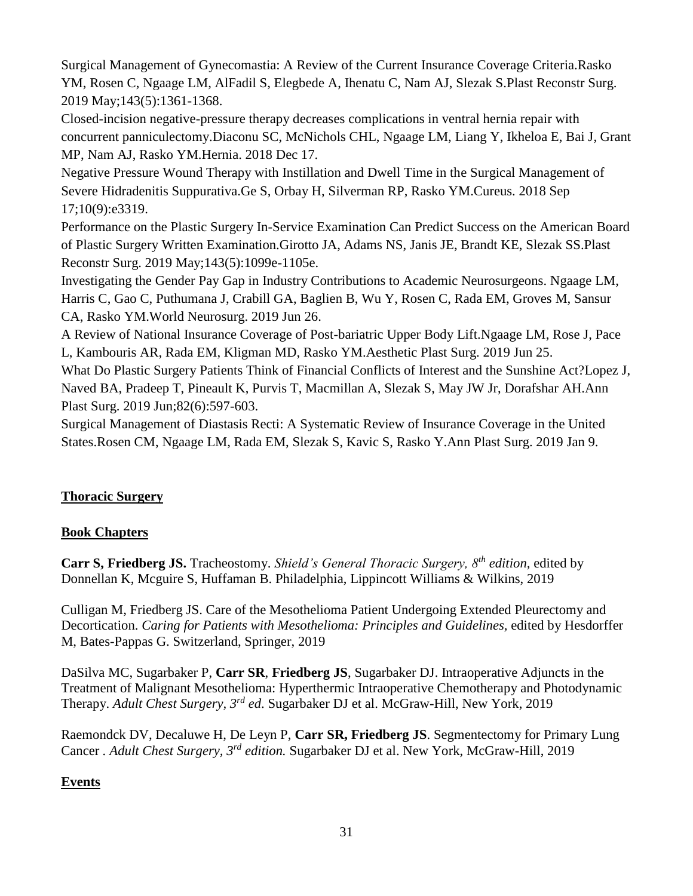Surgical Management of Gynecomastia: A Review of the Current Insurance Coverage Criteria.Rasko YM, Rosen C, Ngaage LM, AlFadil S, Elegbede A, Ihenatu C, Nam AJ, Slezak S.Plast Reconstr Surg. 2019 May;143(5):1361-1368.

Closed-incision negative-pressure therapy decreases complications in ventral hernia repair with concurrent panniculectomy.Diaconu SC, McNichols CHL, Ngaage LM, Liang Y, Ikheloa E, Bai J, Grant MP, Nam AJ, Rasko YM.Hernia. 2018 Dec 17.

Negative Pressure Wound Therapy with Instillation and Dwell Time in the Surgical Management of Severe Hidradenitis Suppurativa.Ge S, Orbay H, Silverman RP, Rasko YM.Cureus. 2018 Sep 17;10(9):e3319.

Performance on the Plastic Surgery In-Service Examination Can Predict Success on the American Board of Plastic Surgery Written Examination.Girotto JA, Adams NS, Janis JE, Brandt KE, Slezak SS.Plast Reconstr Surg. 2019 May;143(5):1099e-1105e.

Investigating the Gender Pay Gap in Industry Contributions to Academic Neurosurgeons. Ngaage LM, Harris C, Gao C, Puthumana J, Crabill GA, Baglien B, Wu Y, Rosen C, Rada EM, Groves M, Sansur CA, Rasko YM.World Neurosurg. 2019 Jun 26.

A Review of National Insurance Coverage of Post-bariatric Upper Body Lift.Ngaage LM, Rose J, Pace L, Kambouris AR, Rada EM, Kligman MD, Rasko YM.Aesthetic Plast Surg. 2019 Jun 25.

What Do Plastic Surgery Patients Think of Financial Conflicts of Interest and the Sunshine Act?Lopez J, Naved BA, Pradeep T, Pineault K, Purvis T, Macmillan A, Slezak S, May JW Jr, Dorafshar AH.Ann Plast Surg. 2019 Jun;82(6):597-603.

Surgical Management of Diastasis Recti: A Systematic Review of Insurance Coverage in the United States.Rosen CM, Ngaage LM, Rada EM, Slezak S, Kavic S, Rasko Y.Ann Plast Surg. 2019 Jan 9.

## Thoracic Surgery

### Book Chapters

**Carr S, Friedberg JS.** Tracheostomy. *Shield's General Thoracic Surgery, 8th edition,* edited by Donnellan K, Mcguire S, Huffaman B. Philadelphia, Lippincott Williams & Wilkins, 2019

Culligan M, Friedberg JS. Care of the Mesothelioma Patient Undergoing Extended Pleurectomy and Decortication. *Caring for Patients with Mesothelioma: Principles and Guidelines,* edited by Hesdorffer M, Bates-Pappas G. Switzerland, Springer, 2019

DaSilva MC, Sugarbaker P, **Carr SR**, **Friedberg JS**, Sugarbaker DJ. Intraoperative Adjuncts in the Treatment of Malignant Mesothelioma: Hyperthermic Intraoperative Chemotherapy and Photodynamic Therapy. *Adult Chest Surgery, 3rd ed.* Sugarbaker DJ et al. McGraw-Hill, New York, 2019

Raemondck DV, Decaluwe H, De Leyn P, **Carr SR, Friedberg JS**. Segmentectomy for Primary Lung Cancer . *Adult Chest Surgery, 3rd edition.* Sugarbaker DJ et al. New York, McGraw-Hill, 2019

### Events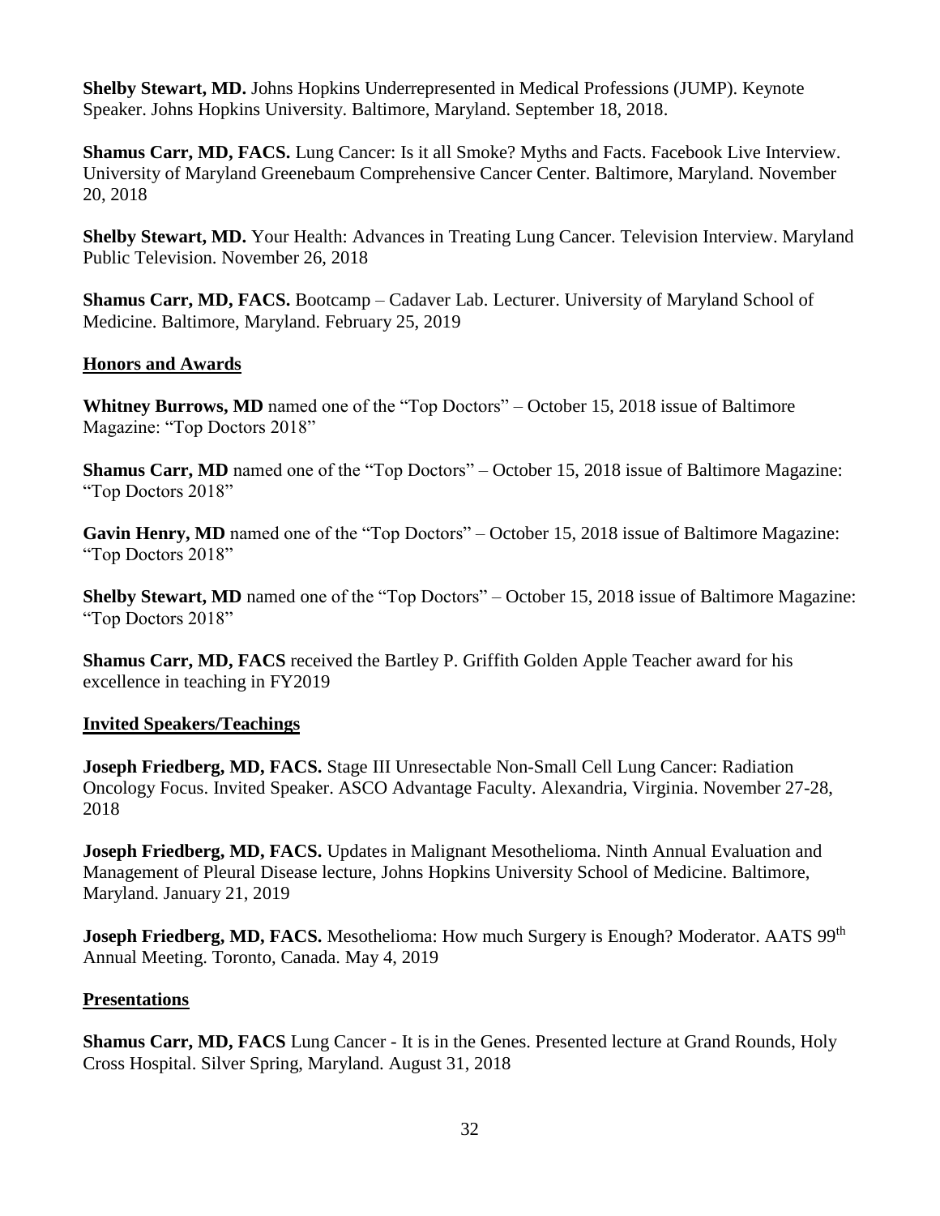**Shelby Stewart, MD.** Johns Hopkins Underrepresented in Medical Professions (JUMP). Keynote Speaker. Johns Hopkins University. Baltimore, Maryland. September 18, 2018.

**Shamus Carr, MD, FACS.** Lung Cancer: Is it all Smoke? Myths and Facts. Facebook Live Interview. University of Maryland Greenebaum Comprehensive Cancer Center. Baltimore, Maryland. November 20, 2018

**Shelby Stewart, MD.** Your Health: Advances in Treating Lung Cancer. Television Interview. Maryland Public Television. November 26, 2018

**Shamus Carr, MD, FACS.** Bootcamp – Cadaver Lab. Lecturer. University of Maryland School of Medicine. Baltimore, Maryland. February 25, 2019

## Honors and Awards

**Whitney Burrows, MD** named one of the "Top Doctors" – October 15, 2018 issue of Baltimore Magazine: "Top Doctors 2018"

**Shamus Carr, MD** named one of the "Top Doctors" – October 15, 2018 issue of Baltimore Magazine: "Top Doctors 2018"

**Gavin Henry, MD** named one of the "Top Doctors" – October 15, 2018 issue of Baltimore Magazine: "Top Doctors 2018"

**Shelby Stewart, MD** named one of the "Top Doctors" – October 15, 2018 issue of Baltimore Magazine: "Top Doctors 2018"

**Shamus Carr, MD, FACS** received the Bartley P. Griffith Golden Apple Teacher award for his excellence in teaching in FY2019

## Invited Speakers/Teachings

**Joseph Friedberg, MD, FACS.** Stage III Unresectable Non-Small Cell Lung Cancer: Radiation Oncology Focus. Invited Speaker. ASCO Advantage Faculty. Alexandria, Virginia. November 27-28, 2018

**Joseph Friedberg, MD, FACS.** Updates in Malignant Mesothelioma. Ninth Annual Evaluation and Management of Pleural Disease lecture, Johns Hopkins University School of Medicine. Baltimore, Maryland. January 21, 2019

**Joseph Friedberg, MD, FACS.** Mesothelioma: How much Surgery is Enough? Moderator. AATS 99th Annual Meeting. Toronto, Canada. May 4, 2019

## Presentations

**Shamus Carr, MD, FACS** Lung Cancer - It is in the Genes. Presented lecture at Grand Rounds, Holy Cross Hospital. Silver Spring, Maryland. August 31, 2018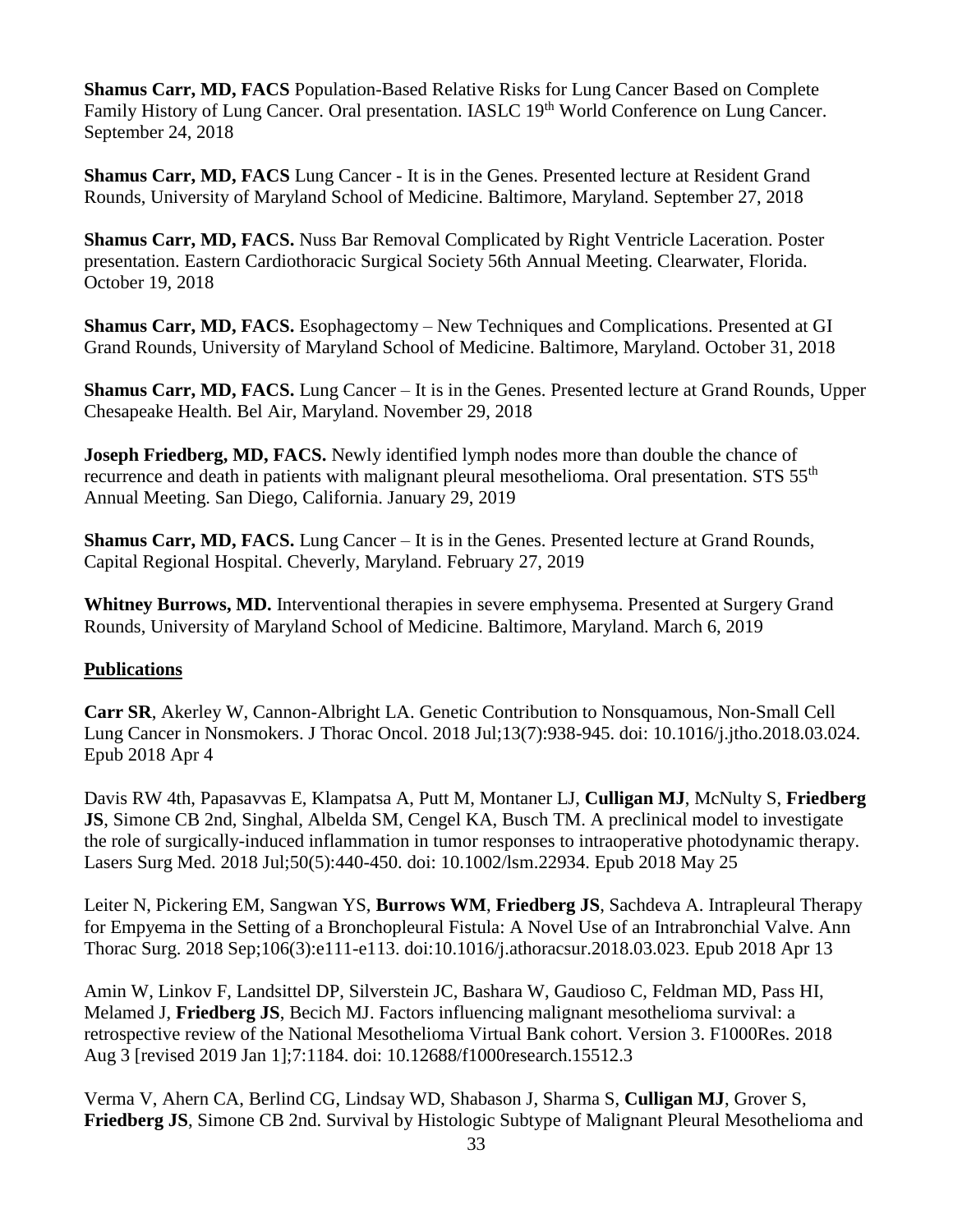**Shamus Carr, MD, FACS** Population-Based Relative Risks for Lung Cancer Based on Complete Family History of Lung Cancer. Oral presentation. IASLC 19th World Conference on Lung Cancer. September 24, 2018

**Shamus Carr, MD, FACS** Lung Cancer - It is in the Genes. Presented lecture at Resident Grand Rounds, University of Maryland School of Medicine. Baltimore, Maryland. September 27, 2018

**Shamus Carr, MD, FACS.** Nuss Bar Removal Complicated by Right Ventricle Laceration. Poster presentation. Eastern Cardiothoracic Surgical Society 56th Annual Meeting. Clearwater, Florida. October 19, 2018

**Shamus Carr, MD, FACS.** Esophagectomy – New Techniques and Complications. Presented at GI Grand Rounds, University of Maryland School of Medicine. Baltimore, Maryland. October 31, 2018

**Shamus Carr, MD, FACS.** Lung Cancer – It is in the Genes. Presented lecture at Grand Rounds, Upper Chesapeake Health. Bel Air, Maryland. November 29, 2018

**Joseph Friedberg, MD, FACS.** Newly identified lymph nodes more than double the chance of recurrence and death in patients with malignant pleural mesothelioma. Oral presentation. STS 55th Annual Meeting. San Diego, California. January 29, 2019

**Shamus Carr, MD, FACS.** Lung Cancer – It is in the Genes. Presented lecture at Grand Rounds, Capital Regional Hospital. Cheverly, Maryland. February 27, 2019

**Whitney Burrows, MD.** Interventional therapies in severe emphysema. Presented at Surgery Grand Rounds, University of Maryland School of Medicine. Baltimore, Maryland. March 6, 2019

## Publications

**Carr SR**, Akerley W, Cannon-Albright LA. Genetic Contribution to Nonsquamous, Non-Small Cell Lung Cancer in Nonsmokers. J Thorac Oncol. 2018 Jul;13(7):938-945. doi: 10.1016/j.jtho.2018.03.024. Epub 2018 Apr 4

Davis RW 4th, Papasavvas E, Klampatsa A, Putt M, Montaner LJ, **Culligan MJ**, McNulty S, **Friedberg JS**, Simone CB 2nd, Singhal, Albelda SM, Cengel KA, Busch TM. A preclinical model to investigate the role of surgically-induced inflammation in tumor responses to intraoperative photodynamic therapy. Lasers Surg Med. 2018 Jul;50(5):440-450. doi: 10.1002/lsm.22934. Epub 2018 May 25

Leiter N, Pickering EM, Sangwan YS, **Burrows WM**, **Friedberg JS**, Sachdeva A. Intrapleural Therapy for Empyema in the Setting of a Bronchopleural Fistula: A Novel Use of an Intrabronchial Valve. Ann Thorac Surg. 2018 Sep;106(3):e111-e113. doi:10.1016/j.athoracsur.2018.03.023. Epub 2018 Apr 13

Amin W, Linkov F, Landsittel DP, Silverstein JC, Bashara W, Gaudioso C, Feldman MD, Pass HI, Melamed J, **Friedberg JS**, Becich MJ. Factors influencing malignant mesothelioma survival: a retrospective review of the National Mesothelioma Virtual Bank cohort. Version 3. F1000Res. 2018 Aug 3 [revised 2019 Jan 1];7:1184. doi: 10.12688/f1000research.15512.3

Verma V, Ahern CA, Berlind CG, Lindsay WD, Shabason J, Sharma S, **Culligan MJ**, Grover S, **Friedberg JS**, Simone CB 2nd. Survival by Histologic Subtype of Malignant Pleural Mesothelioma and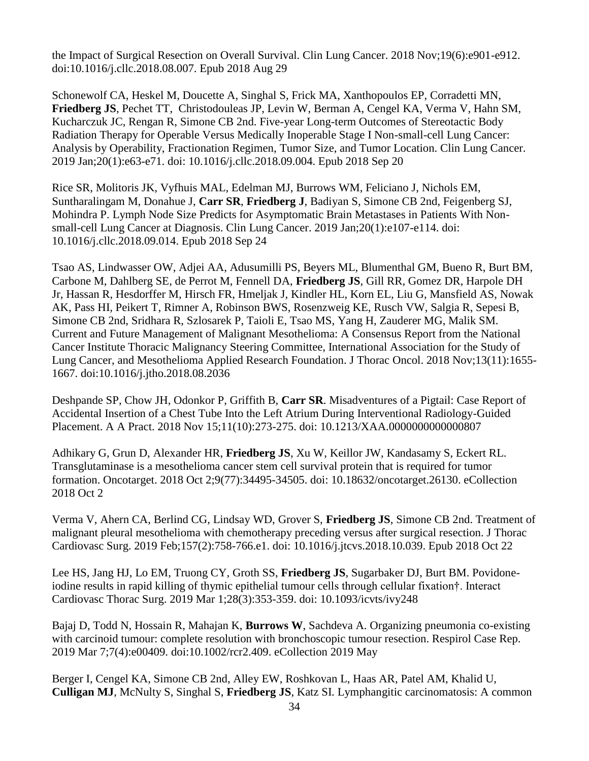the Impact of Surgical Resection on Overall Survival. Clin Lung Cancer. 2018 Nov;19(6):e901-e912. doi:10.1016/j.cllc.2018.08.007. Epub 2018 Aug 29

Schonewolf CA, Heskel M, Doucette A, Singhal S, Frick MA, Xanthopoulos EP, Corradetti MN, **Friedberg JS**, Pechet TT, Christodouleas JP, Levin W, Berman A, Cengel KA, Verma V, Hahn SM, Kucharczuk JC, Rengan R, Simone CB 2nd. Five-year Long-term Outcomes of Stereotactic Body Radiation Therapy for Operable Versus Medically Inoperable Stage I Non-small-cell Lung Cancer: Analysis by Operability, Fractionation Regimen, Tumor Size, and Tumor Location. Clin Lung Cancer. 2019 Jan;20(1):e63-e71. doi: 10.1016/j.cllc.2018.09.004. Epub 2018 Sep 20

Rice SR, Molitoris JK, Vyfhuis MAL, Edelman MJ, Burrows WM, Feliciano J, Nichols EM, Suntharalingam M, Donahue J, **Carr SR**, **Friedberg J**, Badiyan S, Simone CB 2nd, Feigenberg SJ, Mohindra P. Lymph Node Size Predicts for Asymptomatic Brain Metastases in Patients With Non-small-cell Lung Cancer at Diagnosis. Clin Lung Cancer. 2019 Jan;20(1):e107-e114. doi: 10.1016/j.cllc.2018.09.014. Epub 2018 Sep 24

Tsao AS, Lindwasser OW, Adjei AA, Adusumilli PS, Beyers ML, Blumenthal GM, Bueno R, Burt BM, Carbone M, Dahlberg SE, de Perrot M, Fennell DA, **Friedberg JS**, Gill RR, Gomez DR, Harpole DH Jr, Hassan R, Hesdorffer M, Hirsch FR, Hmeljak J, Kindler HL, Korn EL, Liu G, Mansfield AS, Nowak AK, Pass HI, Peikert T, Rimner A, Robinson BWS, Rosenzweig KE, Rusch VW, Salgia R, Sepesi B, Simone CB 2nd, Sridhara R, Szlosarek P, Taioli E, Tsao MS, Yang H, Zauderer MG, Malik SM. Current and Future Management of Malignant Mesothelioma: A Consensus Report from the National Cancer Institute Thoracic Malignancy Steering Committee, International Association for the Study of Lung Cancer, and Mesothelioma Applied Research Foundation. J Thorac Oncol. 2018 Nov;13(11):1655-1667. doi:10.1016/j.jtho.2018.08.2036

Deshpande SP, Chow JH, Odonkor P, Griffith B, **Carr SR**. Misadventures of a Pigtail: Case Report of Accidental Insertion of a Chest Tube Into the Left Atrium During Interventional Radiology-Guided Placement. A A Pract. 2018 Nov 15;11(10):273-275. doi: 10.1213/XAA.0000000000000807

Adhikary G, Grun D, Alexander HR, **Friedberg JS**, Xu W, Keillor JW, Kandasamy S, Eckert RL. Transglutaminase is a mesothelioma cancer stem cell survival protein that is required for tumor formation. Oncotarget. 2018 Oct 2;9(77):34495-34505. doi: 10.18632/oncotarget.26130. eCollection 2018 Oct 2

Verma V, Ahern CA, Berlind CG, Lindsay WD, Grover S, **Friedberg JS**, Simone CB 2nd. Treatment of malignant pleural mesothelioma with chemotherapy preceding versus after surgical resection. J Thorac Cardiovasc Surg. 2019 Feb;157(2):758-766.e1. doi: 10.1016/j.jtcvs.2018.10.039. Epub 2018 Oct 22

Lee HS, Jang HJ, Lo EM, Truong CY, Groth SS, **Friedberg JS**, Sugarbaker DJ, Burt BM. Povidone-iodine results in rapid killing of thymic epithelial tumour cells through cellular fixation†. Interact Cardiovasc Thorac Surg. 2019 Mar 1;28(3):353-359. doi: 10.1093/icvts/ivy248

Bajaj D, Todd N, Hossain R, Mahajan K, **Burrows W**, Sachdeva A. Organizing pneumonia co-existing with carcinoid tumour: complete resolution with bronchoscopic tumour resection. Respirol Case Rep. 2019 Mar 7;7(4):e00409. doi:10.1002/rcr2.409. eCollection 2019 May

Berger I, Cengel KA, Simone CB 2nd, Alley EW, Roshkovan L, Haas AR, Patel AM, Khalid U, **Culligan MJ**, McNulty S, Singhal S, **Friedberg JS**, Katz SI. Lymphangitic carcinomatosis: A common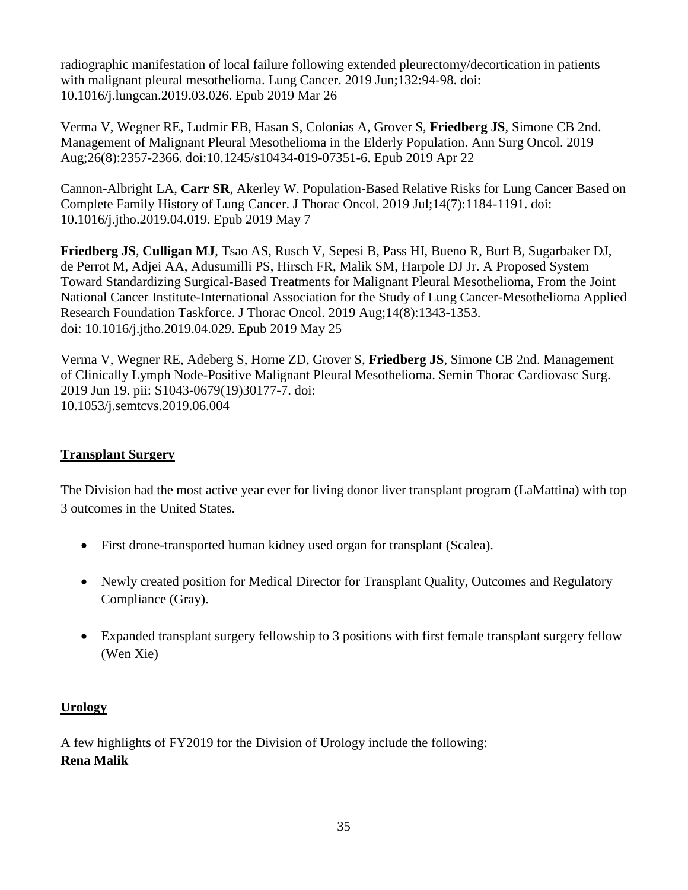radiographic manifestation of local failure following extended pleurectomy/decortication in patients with malignant pleural mesothelioma. Lung Cancer. 2019 Jun;132:94-98. doi: 10.1016/j.lungcan.2019.03.026. Epub 2019 Mar 26

Verma V, Wegner RE, Ludmir EB, Hasan S, Colonias A, Grover S, **Friedberg JS**, Simone CB 2nd. Management of Malignant Pleural Mesothelioma in the Elderly Population. Ann Surg Oncol. 2019 Aug;26(8):2357-2366. doi:10.1245/s10434-019-07351-6. Epub 2019 Apr 22

Cannon-Albright LA, **Carr SR**, Akerley W. Population-Based Relative Risks for Lung Cancer Based on Complete Family History of Lung Cancer. J Thorac Oncol. 2019 Jul;14(7):1184-1191. doi: 10.1016/j.jtho.2019.04.019. Epub 2019 May 7

**Friedberg JS**, **Culligan MJ**, Tsao AS, Rusch V, Sepesi B, Pass HI, Bueno R, Burt B, Sugarbaker DJ, de Perrot M, Adjei AA, Adusumilli PS, Hirsch FR, Malik SM, Harpole DJ Jr. A Proposed System Toward Standardizing Surgical-Based Treatments for Malignant Pleural Mesothelioma, From the Joint National Cancer Institute-International Association for the Study of Lung Cancer-Mesothelioma Applied Research Foundation Taskforce. J Thorac Oncol. 2019 Aug;14(8):1343-1353. doi: 10.1016/j.jtho.2019.04.029. Epub 2019 May 25

Verma V, Wegner RE, Adeberg S, Horne ZD, Grover S, **Friedberg JS**, Simone CB 2nd. Management of Clinically Lymph Node-Positive Malignant Pleural Mesothelioma. Semin Thorac Cardiovasc Surg. 2019 Jun 19. pii: S1043-0679(19)30177-7. doi: 10.1053/j.semtcvs.2019.06.004

## Transplant Surgery

The Division had the most active year ever for living donor liver transplant program (LaMattina) with top 3 outcomes in the United States.

- First drone-transported human kidney used organ for transplant (Scalea).
- Newly created position for Medical Director for Transplant Quality, Outcomes and Regulatory Compliance (Gray).
- Expanded transplant surgery fellowship to 3 positions with first female transplant surgery fellow (Wen Xie)

## Urology

A few highlights of FY2019 for the Division of Urology include the following:

**Rena Malik**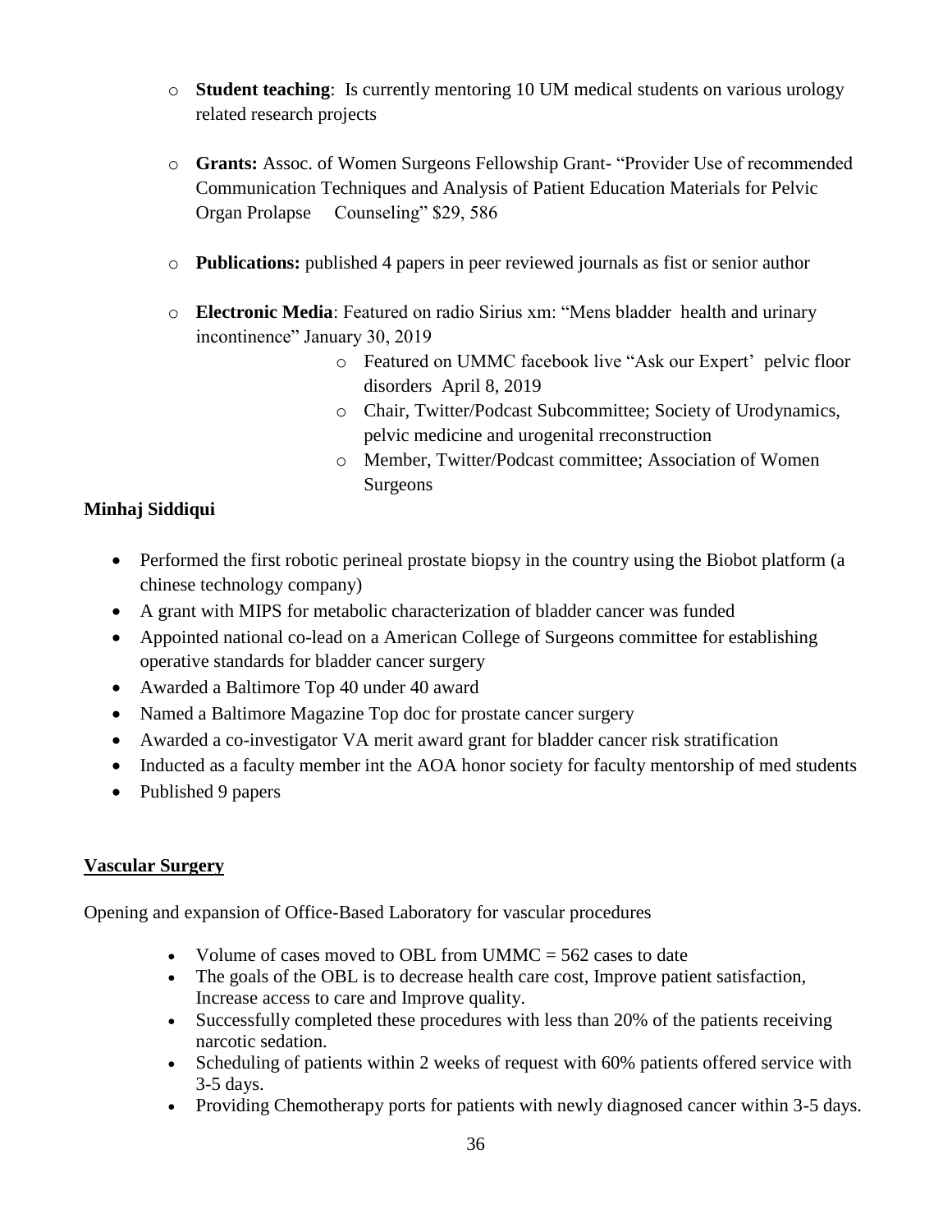- **Student teaching**: Is currently mentoring 10 UM medical students on various urology related research projects

- **Grants:** Assoc. of Women Surgeons Fellowship Grant- "Provider Use of recommended Communication Techniques and Analysis of Patient Education Materials for Pelvic Organ Prolapse Counseling" $29, 586

- **Publications:** published 4 papers in peer reviewed journals as fist or senior author

- **Electronic Media**: Featured on radio Sirius xm: "Mens bladder health and urinary incontinence" January 30, 2019
    - Featured on UMMC facebook live "Ask our Expert' pelvic floor disorders April 8, 2019
    - Chair, Twitter/Podcast Subcommittee; Society of Urodynamics, pelvic medicine and urogenital rreconstruction
    - Member, Twitter/Podcast committee; Association of Women Surgeons

**Minhaj Siddiqui**

- Performed the first robotic perineal prostate biopsy in the country using the Biobot platform (a chinese technology company)
- A grant with MIPS for metabolic characterization of bladder cancer was funded
- Appointed national co-lead on a American College of Surgeons committee for establishing operative standards for bladder cancer surgery
- Awarded a Baltimore Top 40 under 40 award
- Named a Baltimore Magazine Top doc for prostate cancer surgery
- Awarded a co-investigator VA merit award grant for bladder cancer risk stratification
- Inducted as a faculty member int the AOA honor society for faculty mentorship of med students
- Published 9 papers

## Vascular Surgery

Opening and expansion of Office-Based Laboratory for vascular procedures

- Volume of cases moved to OBL from UMMC = 562 cases to date
- The goals of the OBL is to decrease health care cost, Improve patient satisfaction, Increase access to care and Improve quality.
- Successfully completed these procedures with less than 20% of the patients receiving narcotic sedation.
- Scheduling of patients within 2 weeks of request with 60% patients offered service with 3-5 days.
- Providing Chemotherapy ports for patients with newly diagnosed cancer within 3-5 days.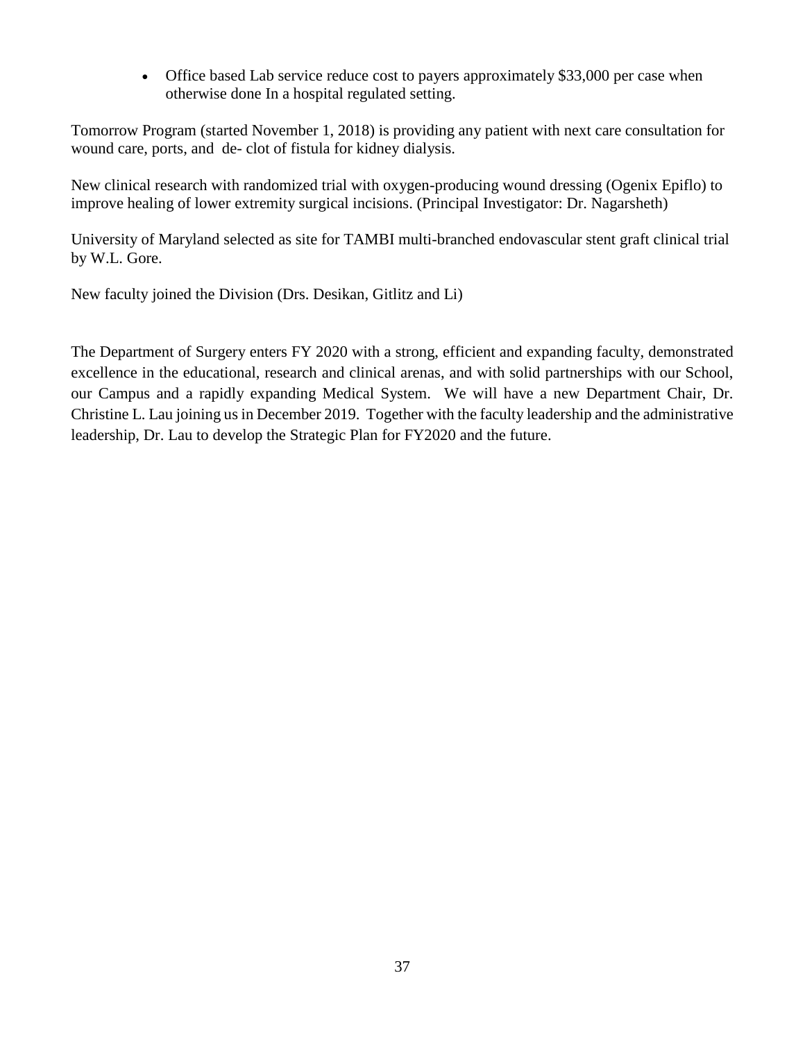- Office based Lab service reduce cost to payers approximately $33,000 per case when otherwise done In a hospital regulated setting.

Tomorrow Program (started November 1, 2018) is providing any patient with next care consultation for wound care, ports, and de- clot of fistula for kidney dialysis.

New clinical research with randomized trial with oxygen-producing wound dressing (Ogenix Epiflo) to improve healing of lower extremity surgical incisions. (Principal Investigator: Dr. Nagarsheth)

University of Maryland selected as site for TAMBI multi-branched endovascular stent graft clinical trial by W.L. Gore.

New faculty joined the Division (Drs. Desikan, Gitlitz and Li)

The Department of Surgery enters FY 2020 with a strong, efficient and expanding faculty, demonstrated excellence in the educational, research and clinical arenas, and with solid partnerships with our School, our Campus and a rapidly expanding Medical System. We will have a new Department Chair, Dr. Christine L. Lau joining us in December 2019. Together with the faculty leadership and the administrative leadership, Dr. Lau to develop the Strategic Plan for FY2020 and the future.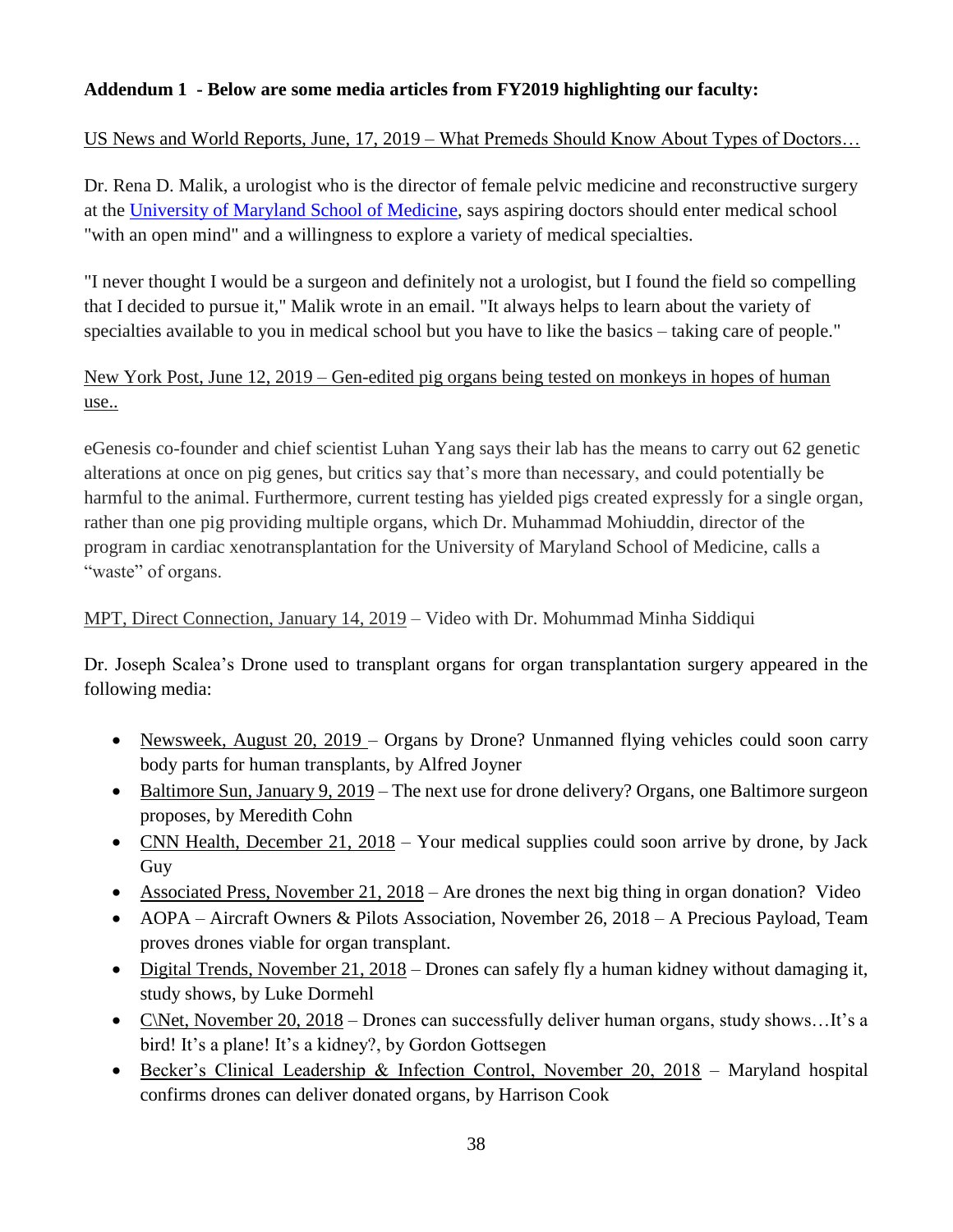**Addendum 1 - Below are some media articles from FY2019 highlighting our faculty:**

US News and World Reports, June, 17, 2019 – What Premeds Should Know About Types of Doctors…

Dr. Rena D. Malik, a urologist who is the director of female pelvic medicine and reconstructive surgery at the University of Maryland School of Medicine, says aspiring doctors should enter medical school "with an open mind" and a willingness to explore a variety of medical specialties.

"I never thought I would be a surgeon and definitely not a urologist, but I found the field so compelling that I decided to pursue it," Malik wrote in an email. "It always helps to learn about the variety of specialties available to you in medical school but you have to like the basics – taking care of people."

New York Post, June 12, 2019 – Gen-edited pig organs being tested on monkeys in hopes of human use..

eGenesis co-founder and chief scientist Luhan Yang says their lab has the means to carry out 62 genetic alterations at once on pig genes, but critics say that's more than necessary, and could potentially be harmful to the animal. Furthermore, current testing has yielded pigs created expressly for a single organ, rather than one pig providing multiple organs, which Dr. Muhammad Mohiuddin, director of the program in cardiac xenotransplantation for the University of Maryland School of Medicine, calls a "waste" of organs.

MPT, Direct Connection, January 14, 2019 – Video with Dr. Mohummad Minha Siddiqui

Dr. Joseph Scalea's Drone used to transplant organs for organ transplantation surgery appeared in the following media:

- Newsweek, August 20, 2019 – Organs by Drone? Unmanned flying vehicles could soon carry body parts for human transplants, by Alfred Joyner
- Baltimore Sun, January 9, 2019 – The next use for drone delivery? Organs, one Baltimore surgeon proposes, by Meredith Cohn
- CNN Health, December 21, 2018 – Your medical supplies could soon arrive by drone, by Jack Guy
- Associated Press, November 21, 2018 – Are drones the next big thing in organ donation? Video
- AOPA – Aircraft Owners & Pilots Association, November 26, 2018 – A Precious Payload, Team proves drones viable for organ transplant.
- Digital Trends, November 21, 2018 – Drones can safely fly a human kidney without damaging it, study shows, by Luke Dormehl
- C\Net, November 20, 2018 – Drones can successfully deliver human organs, study shows…It's a bird! It's a plane! It's a kidney?, by Gordon Gottsegen
- Becker's Clinical Leadership & Infection Control, November 20, 2018 – Maryland hospital confirms drones can deliver donated organs, by Harrison Cook